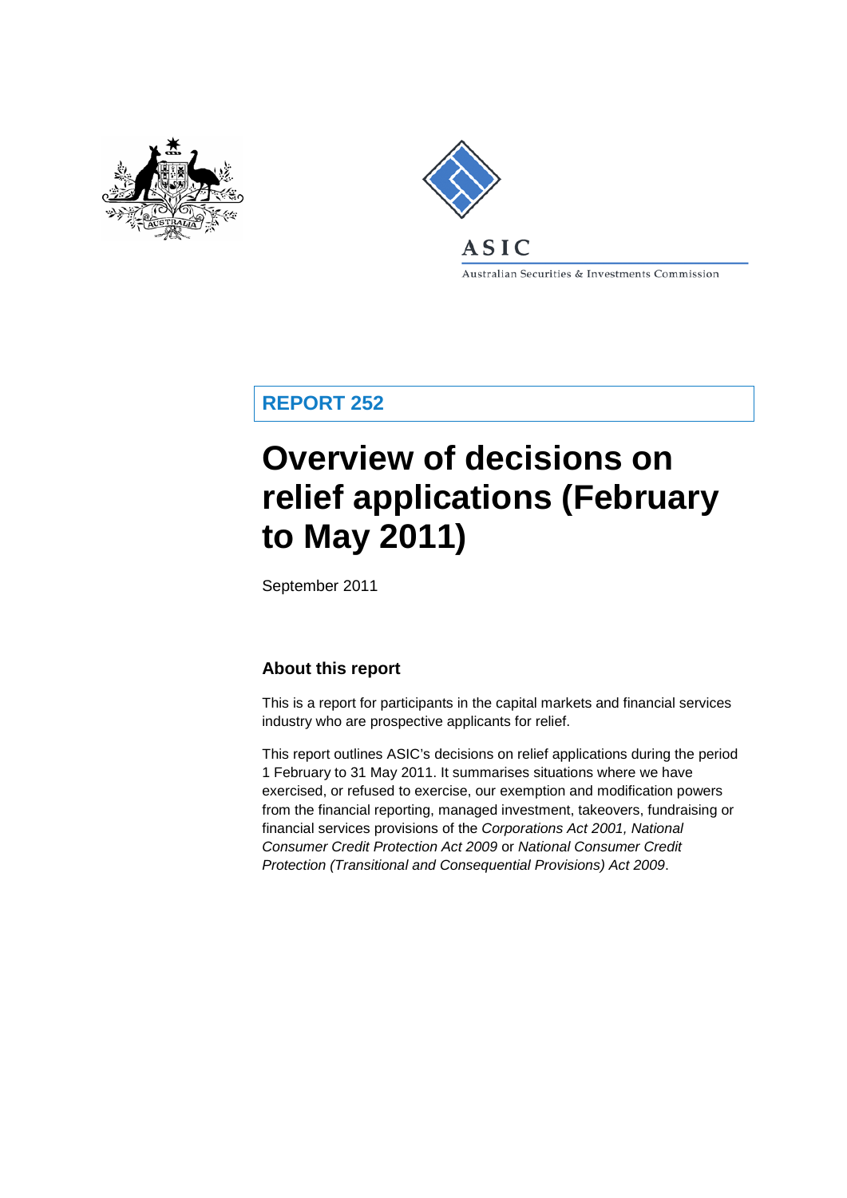ASIC

Australian Securities & Investments Commission

**REPORT 252**

# Overview of decisions on relief applications (February to May 2011)

September 2011

## About this report

This is a report for participants in the capital markets and financial services industry who are prospective applicants for relief.

This report outlines ASIC's decisions on relief applications during the period 1 February to 31 May 2011. It summarises situations where we have exercised, or refused to exercise, our exemption and modification powers from the financial reporting, managed investment, takeovers, fundraising or financial services provisions of the *Corporations Act 2001, National Consumer Credit Protection Act 2009* or *National Consumer Credit Protection (Transitional and Consequential Provisions) Act 2009*.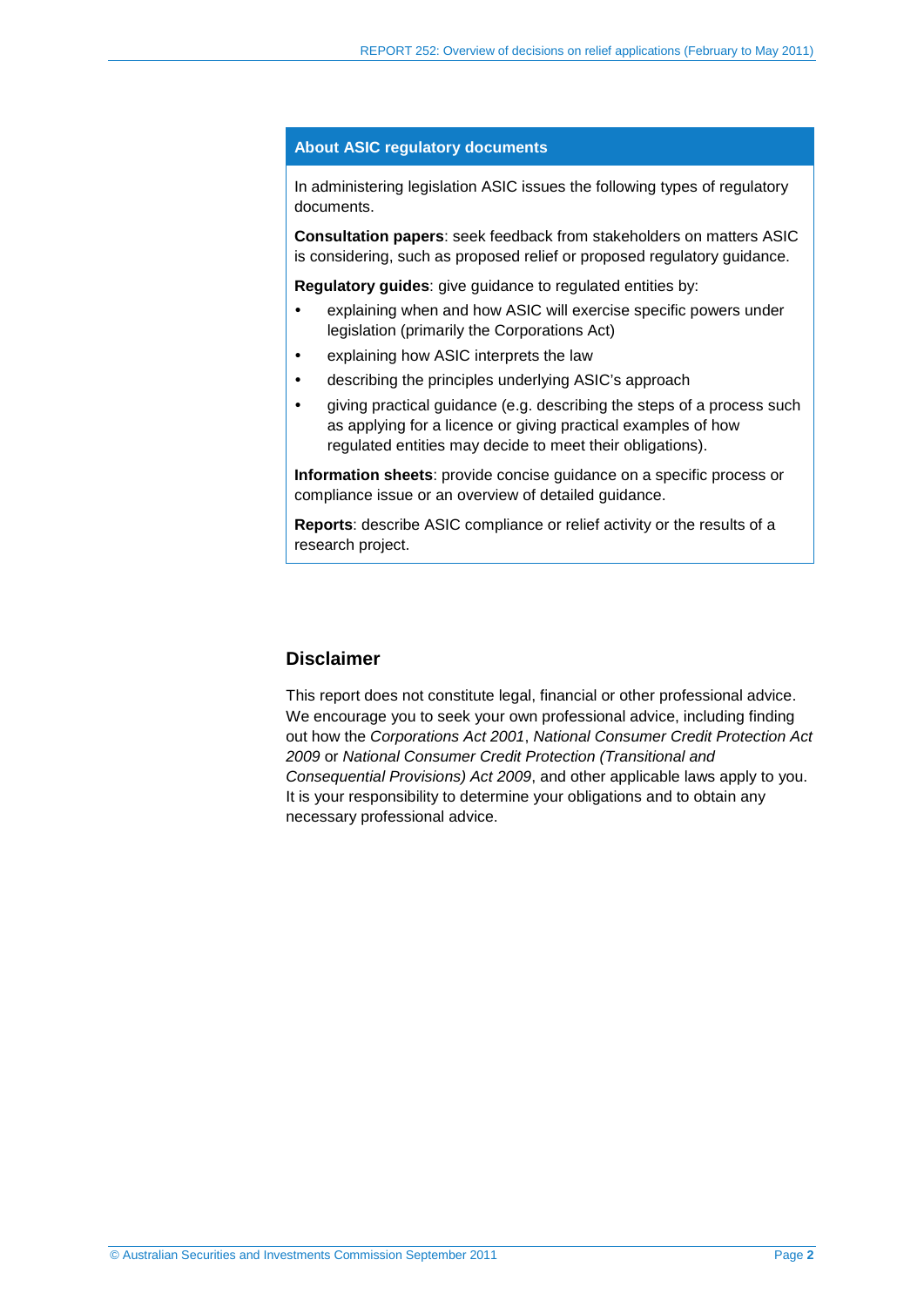## About ASIC regulatory documents

In administering legislation ASIC issues the following types of regulatory documents.

**Consultation papers**: seek feedback from stakeholders on matters ASIC is considering, such as proposed relief or proposed regulatory guidance.

**Regulatory guides**: give guidance to regulated entities by:

- explaining when and how ASIC will exercise specific powers under legislation (primarily the Corporations Act)
- explaining how ASIC interprets the law
- describing the principles underlying ASIC's approach
- giving practical guidance (e.g. describing the steps of a process such as applying for a licence or giving practical examples of how regulated entities may decide to meet their obligations).

**Information sheets**: provide concise guidance on a specific process or compliance issue or an overview of detailed guidance.

**Reports**: describe ASIC compliance or relief activity or the results of a research project.

## Disclaimer

This report does not constitute legal, financial or other professional advice. We encourage you to seek your own professional advice, including finding out how the *Corporations Act 2001*, *National Consumer Credit Protection Act 2009* or *National Consumer Credit Protection (Transitional and Consequential Provisions) Act 2009*, and other applicable laws apply to you. It is your responsibility to determine your obligations and to obtain any necessary professional advice.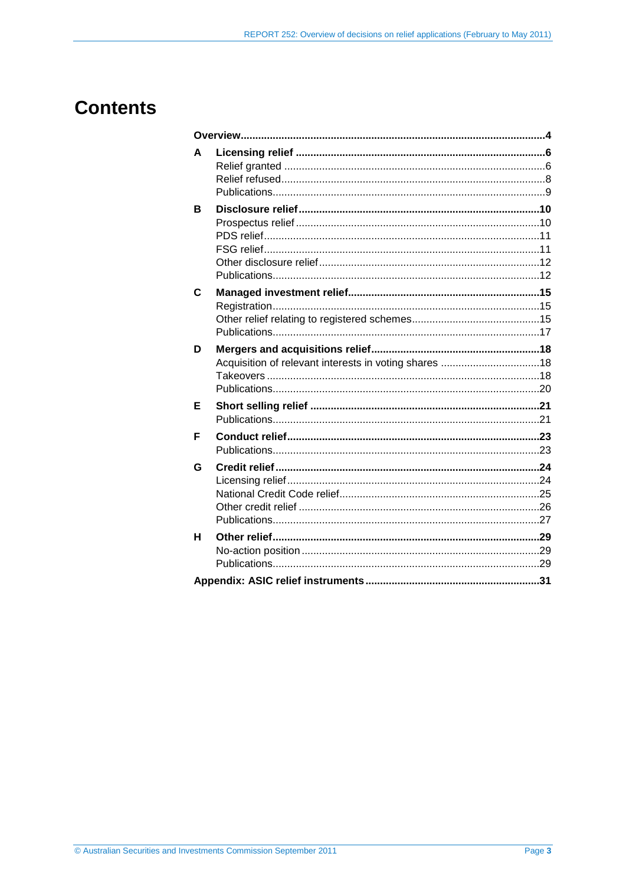# Contents

**Overview** ... **4**

**A Licensing relief** ... **6**
- Relief granted ... 6
- Relief refused ... 8
- Publications ... 9

**B Disclosure relief** ... **10**
- Prospectus relief ... 10
- PDS relief ... 11
- FSG relief ... 11
- Other disclosure relief ... 12
- Publications ... 12

**C Managed investment relief** ... **15**
- Registration ... 15
- Other relief relating to registered schemes ... 15
- Publications ... 17

**D Mergers and acquisitions relief** ... **18**
- Acquisition of relevant interests in voting shares ... 18
- Takeovers ... 18
- Publications ... 20

**E Short selling relief** ... **21**
- Publications ... 21

**F Conduct relief** ... **23**
- Publications ... 23

**G Credit relief** ... **24**
- Licensing relief ... 24
- National Credit Code relief ... 25
- Other credit relief ... 26
- Publications ... 27

**H Other relief** ... **29**
- No-action position ... 29
- Publications ... 29

**Appendix: ASIC relief instruments** ... **31**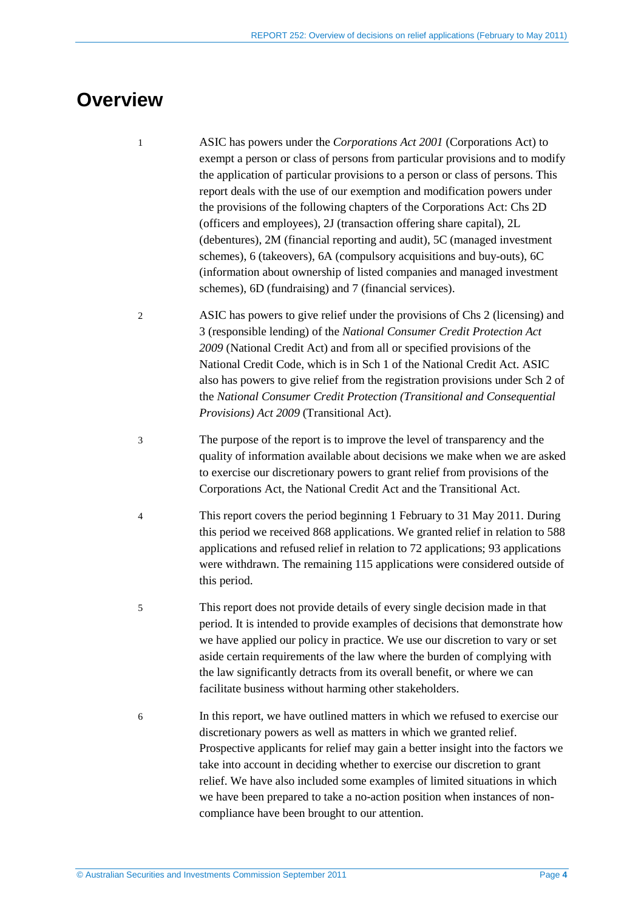# Overview

1 ASIC has powers under the *Corporations Act 2001* (Corporations Act) to exempt a person or class of persons from particular provisions and to modify the application of particular provisions to a person or class of persons. This report deals with the use of our exemption and modification powers under the provisions of the following chapters of the Corporations Act: Chs 2D (officers and employees), 2J (transaction offering share capital), 2L (debentures), 2M (financial reporting and audit), 5C (managed investment schemes), 6 (takeovers), 6A (compulsory acquisitions and buy-outs), 6C (information about ownership of listed companies and managed investment schemes), 6D (fundraising) and 7 (financial services).

2 ASIC has powers to give relief under the provisions of Chs 2 (licensing) and 3 (responsible lending) of the *National Consumer Credit Protection Act 2009* (National Credit Act) and from all or specified provisions of the National Credit Code, which is in Sch 1 of the National Credit Act. ASIC also has powers to give relief from the registration provisions under Sch 2 of the *National Consumer Credit Protection (Transitional and Consequential Provisions) Act 2009* (Transitional Act).

3 The purpose of the report is to improve the level of transparency and the quality of information available about decisions we make when we are asked to exercise our discretionary powers to grant relief from provisions of the Corporations Act, the National Credit Act and the Transitional Act.

4 This report covers the period beginning 1 February to 31 May 2011. During this period we received 868 applications. We granted relief in relation to 588 applications and refused relief in relation to 72 applications; 93 applications were withdrawn. The remaining 115 applications were considered outside of this period.

5 This report does not provide details of every single decision made in that period. It is intended to provide examples of decisions that demonstrate how we have applied our policy in practice. We use our discretion to vary or set aside certain requirements of the law where the burden of complying with the law significantly detracts from its overall benefit, or where we can facilitate business without harming other stakeholders.

6 In this report, we have outlined matters in which we refused to exercise our discretionary powers as well as matters in which we granted relief. Prospective applicants for relief may gain a better insight into the factors we take into account in deciding whether to exercise our discretion to grant relief. We have also included some examples of limited situations in which we have been prepared to take a no-action position when instances of non-compliance have been brought to our attention.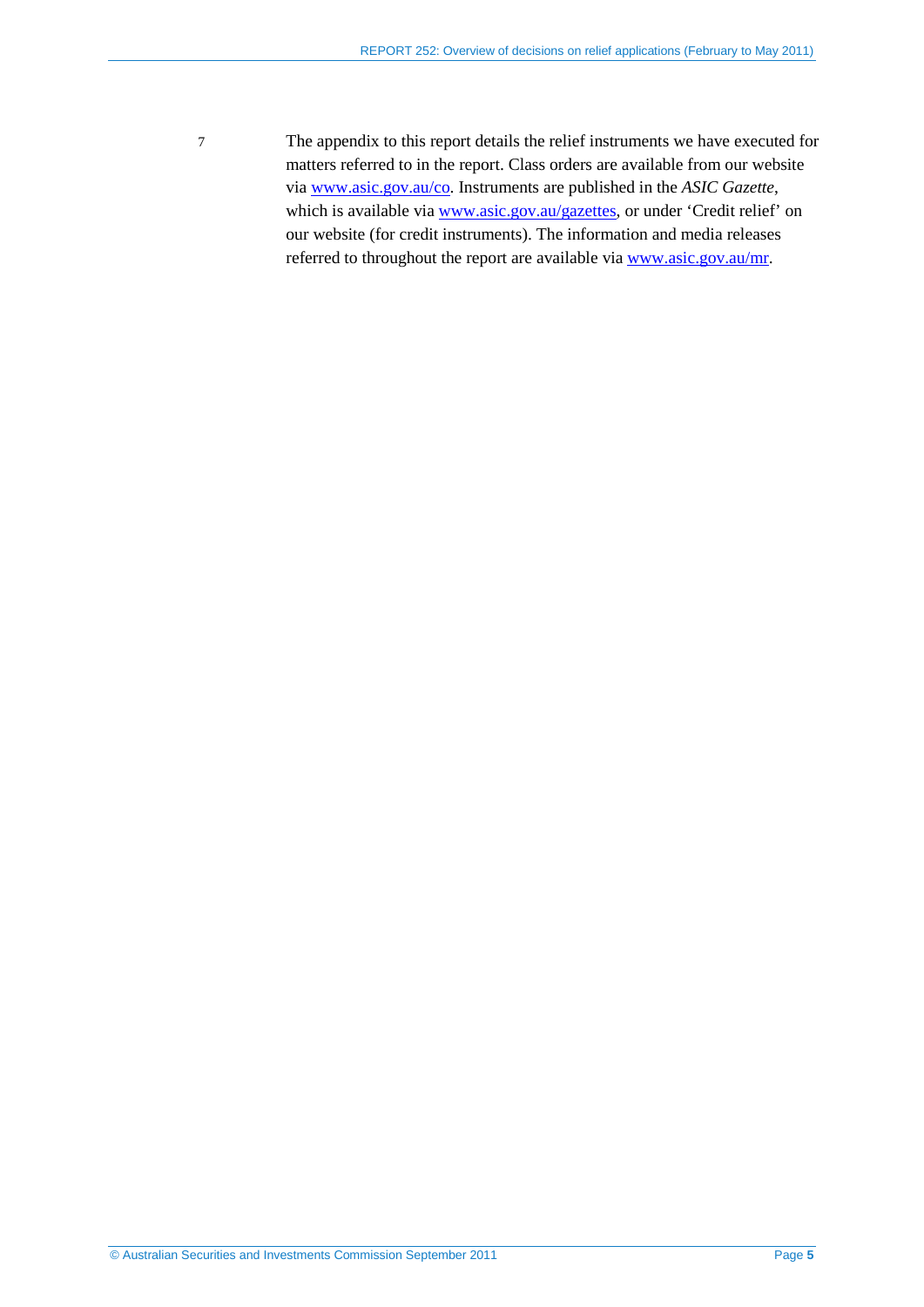7 The appendix to this report details the relief instruments we have executed for matters referred to in the report. Class orders are available from our website via [www.asic.gov.au/co](http://www.asic.gov.au/co). Instruments are published in the *ASIC Gazette*, which is available via [www.asic.gov.au/gazettes](http://www.asic.gov.au/gazettes), or under 'Credit relief' on our website (for credit instruments). The information and media releases referred to throughout the report are available via [www.asic.gov.au/mr](http://www.asic.gov.au/mr).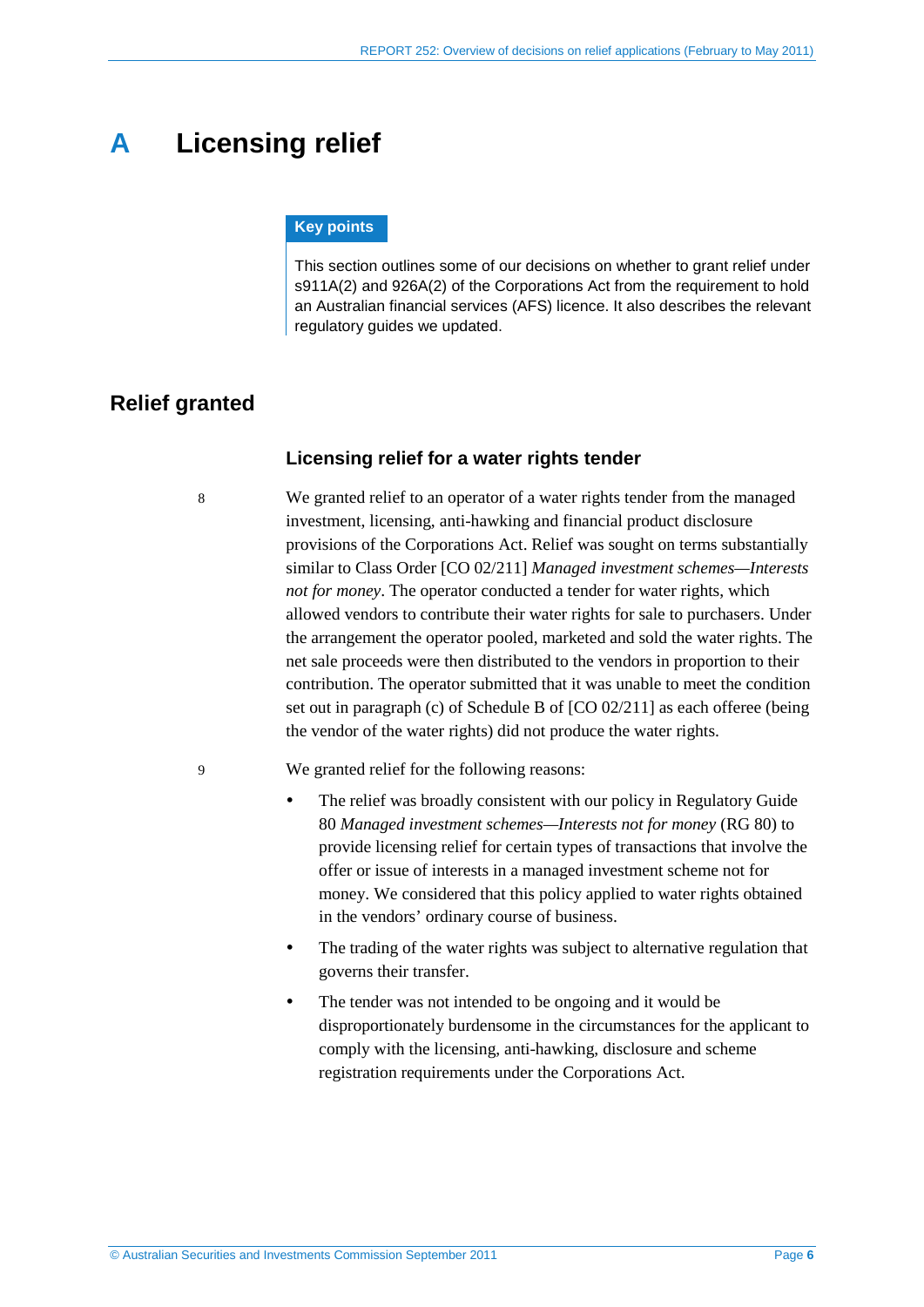# A Licensing relief

**Key points**

This section outlines some of our decisions on whether to grant relief under s911A(2) and 926A(2) of the Corporations Act from the requirement to hold an Australian financial services (AFS) licence. It also describes the relevant regulatory guides we updated.

## Relief granted

### Licensing relief for a water rights tender

8 We granted relief to an operator of a water rights tender from the managed investment, licensing, anti-hawking and financial product disclosure provisions of the Corporations Act. Relief was sought on terms substantially similar to Class Order [CO 02/211] *Managed investment schemes—Interests not for money*. The operator conducted a tender for water rights, which allowed vendors to contribute their water rights for sale to purchasers. Under the arrangement the operator pooled, marketed and sold the water rights. The net sale proceeds were then distributed to the vendors in proportion to their contribution. The operator submitted that it was unable to meet the condition set out in paragraph (c) of Schedule B of [CO 02/211] as each offeree (being the vendor of the water rights) did not produce the water rights.

9 We granted relief for the following reasons:

- The relief was broadly consistent with our policy in Regulatory Guide 80 *Managed investment schemes—Interests not for money* (RG 80) to provide licensing relief for certain types of transactions that involve the offer or issue of interests in a managed investment scheme not for money. We considered that this policy applied to water rights obtained in the vendors' ordinary course of business.
- The trading of the water rights was subject to alternative regulation that governs their transfer.
- The tender was not intended to be ongoing and it would be disproportionately burdensome in the circumstances for the applicant to comply with the licensing, anti-hawking, disclosure and scheme registration requirements under the Corporations Act.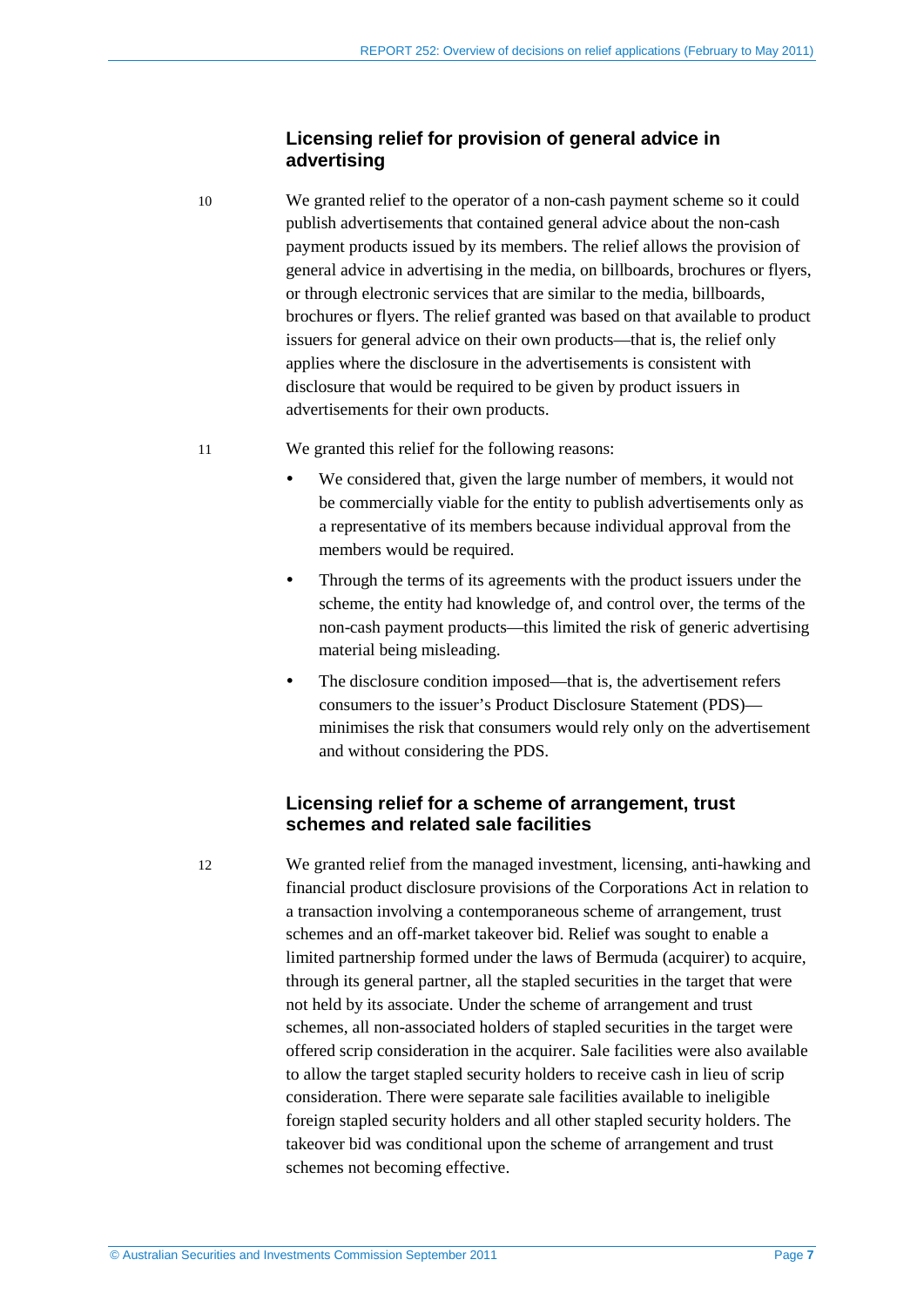### Licensing relief for provision of general advice in advertising

10 We granted relief to the operator of a non-cash payment scheme so it could publish advertisements that contained general advice about the non-cash payment products issued by its members. The relief allows the provision of general advice in advertising in the media, on billboards, brochures or flyers, or through electronic services that are similar to the media, billboards, brochures or flyers. The relief granted was based on that available to product issuers for general advice on their own products—that is, the relief only applies where the disclosure in the advertisements is consistent with disclosure that would be required to be given by product issuers in advertisements for their own products.

11 We granted this relief for the following reasons:

- We considered that, given the large number of members, it would not be commercially viable for the entity to publish advertisements only as a representative of its members because individual approval from the members would be required.
- Through the terms of its agreements with the product issuers under the scheme, the entity had knowledge of, and control over, the terms of the non-cash payment products—this limited the risk of generic advertising material being misleading.
- The disclosure condition imposed—that is, the advertisement refers consumers to the issuer's Product Disclosure Statement (PDS)—minimises the risk that consumers would rely only on the advertisement and without considering the PDS.

### Licensing relief for a scheme of arrangement, trust schemes and related sale facilities

12 We granted relief from the managed investment, licensing, anti-hawking and financial product disclosure provisions of the Corporations Act in relation to a transaction involving a contemporaneous scheme of arrangement, trust schemes and an off-market takeover bid. Relief was sought to enable a limited partnership formed under the laws of Bermuda (acquirer) to acquire, through its general partner, all the stapled securities in the target that were not held by its associate. Under the scheme of arrangement and trust schemes, all non-associated holders of stapled securities in the target were offered scrip consideration in the acquirer. Sale facilities were also available to allow the target stapled security holders to receive cash in lieu of scrip consideration. There were separate sale facilities available to ineligible foreign stapled security holders and all other stapled security holders. The takeover bid was conditional upon the scheme of arrangement and trust schemes not becoming effective.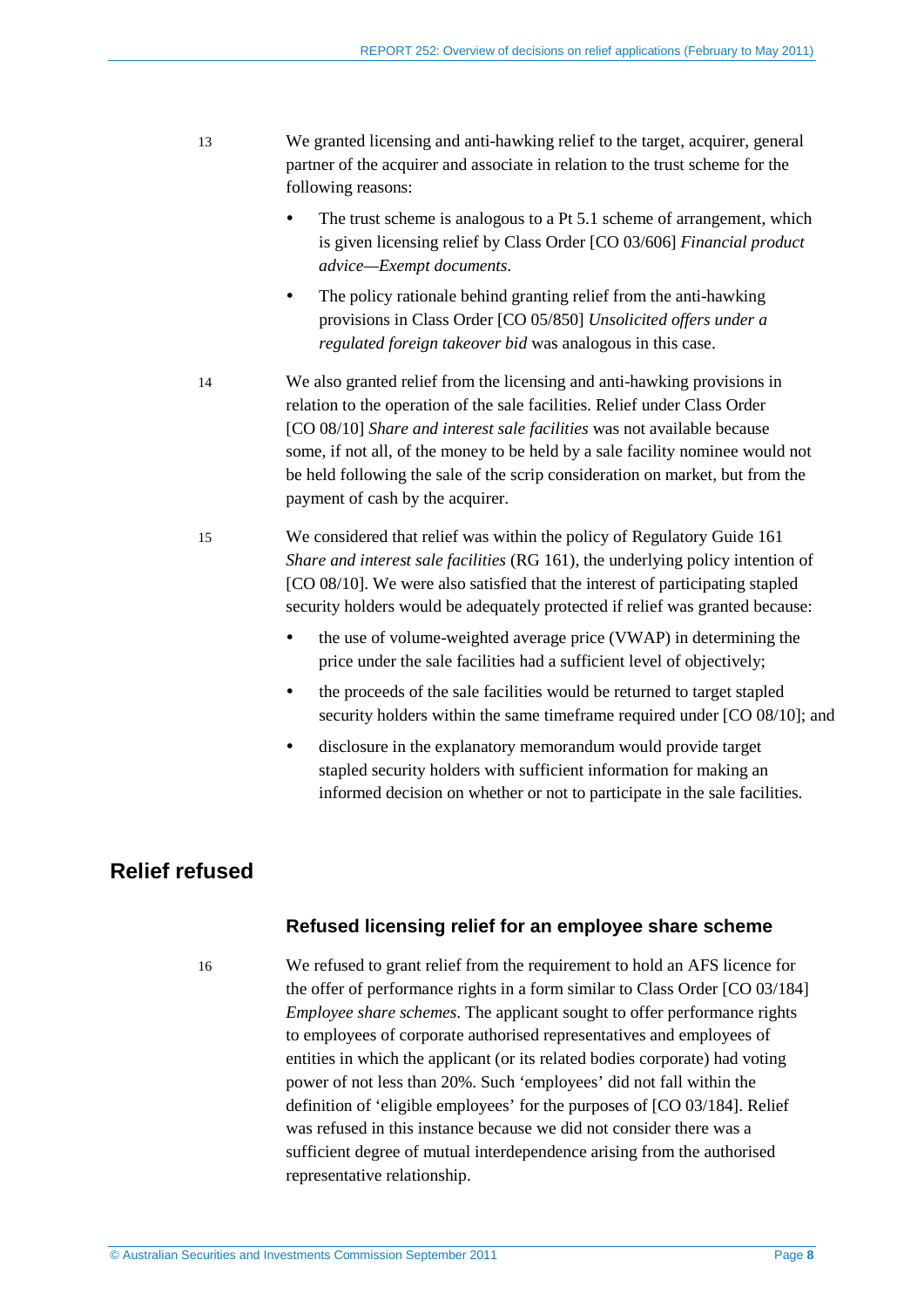13 We granted licensing and anti-hawking relief to the target, acquirer, general partner of the acquirer and associate in relation to the trust scheme for the following reasons:

- The trust scheme is analogous to a Pt 5.1 scheme of arrangement, which is given licensing relief by Class Order [CO 03/606] *Financial product advice—Exempt documents*.
- The policy rationale behind granting relief from the anti-hawking provisions in Class Order [CO 05/850] *Unsolicited offers under a regulated foreign takeover bid* was analogous in this case.

14 We also granted relief from the licensing and anti-hawking provisions in relation to the operation of the sale facilities. Relief under Class Order [CO 08/10] *Share and interest sale facilities* was not available because some, if not all, of the money to be held by a sale facility nominee would not be held following the sale of the scrip consideration on market, but from the payment of cash by the acquirer.

15 We considered that relief was within the policy of Regulatory Guide 161 *Share and interest sale facilities* (RG 161), the underlying policy intention of [CO 08/10]. We were also satisfied that the interest of participating stapled security holders would be adequately protected if relief was granted because:

- the use of volume-weighted average price (VWAP) in determining the price under the sale facilities had a sufficient level of objectively;
- the proceeds of the sale facilities would be returned to target stapled security holders within the same timeframe required under [CO 08/10]; and
- disclosure in the explanatory memorandum would provide target stapled security holders with sufficient information for making an informed decision on whether or not to participate in the sale facilities.

## Relief refused

### Refused licensing relief for an employee share scheme

16 We refused to grant relief from the requirement to hold an AFS licence for the offer of performance rights in a form similar to Class Order [CO 03/184] *Employee share schemes*. The applicant sought to offer performance rights to employees of corporate authorised representatives and employees of entities in which the applicant (or its related bodies corporate) had voting power of not less than 20%. Such 'employees' did not fall within the definition of 'eligible employees' for the purposes of [CO 03/184]. Relief was refused in this instance because we did not consider there was a sufficient degree of mutual interdependence arising from the authorised representative relationship.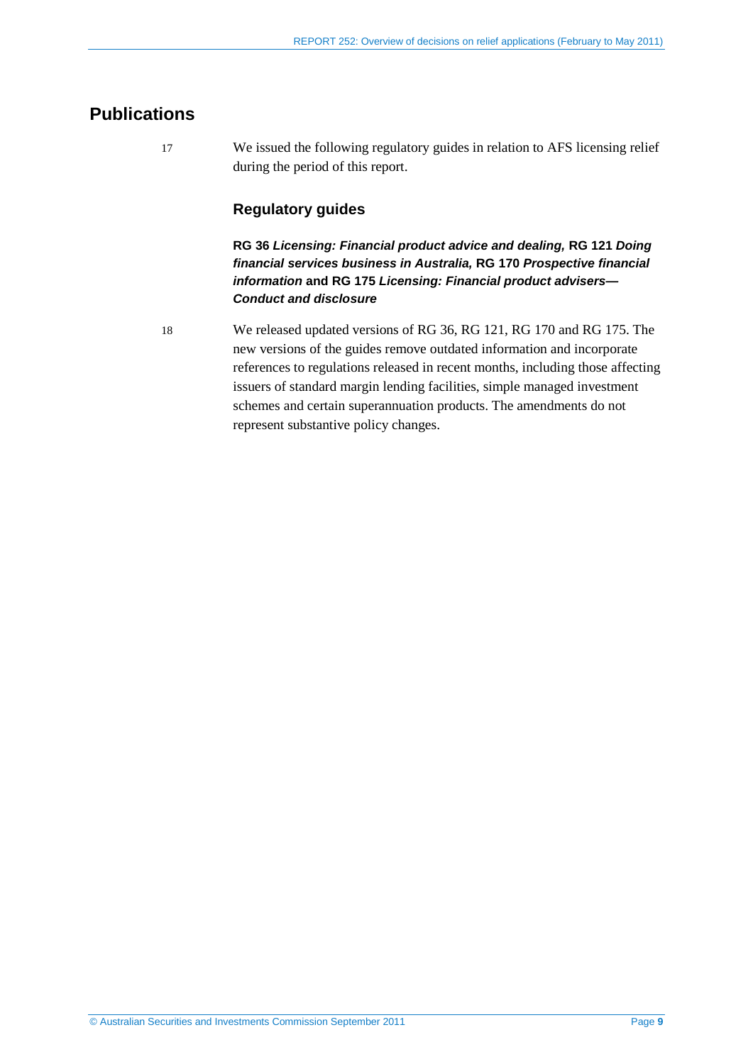## Publications

17 We issued the following regulatory guides in relation to AFS licensing relief during the period of this report.

### Regulatory guides

**RG 36 *Licensing: Financial product advice and dealing,* RG 121 *Doing financial services business in Australia,* RG 170 *Prospective financial information* and RG 175 *Licensing: Financial product advisers—Conduct and disclosure***

18 We released updated versions of RG 36, RG 121, RG 170 and RG 175. The new versions of the guides remove outdated information and incorporate references to regulations released in recent months, including those affecting issuers of standard margin lending facilities, simple managed investment schemes and certain superannuation products. The amendments do not represent substantive policy changes.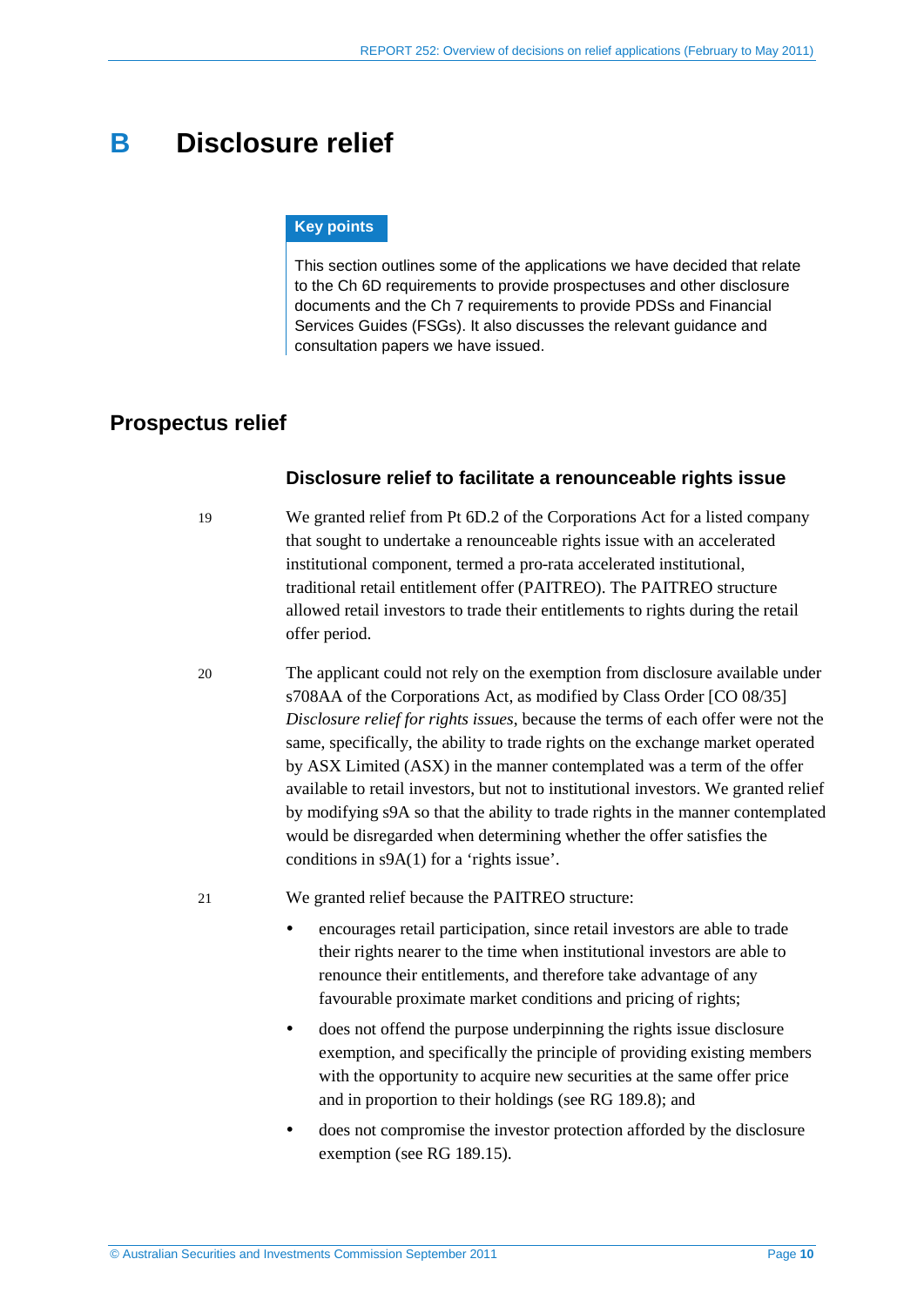# B Disclosure relief

**Key points**

This section outlines some of the applications we have decided that relate to the Ch 6D requirements to provide prospectuses and other disclosure documents and the Ch 7 requirements to provide PDSs and Financial Services Guides (FSGs). It also discusses the relevant guidance and consultation papers we have issued.

## Prospectus relief

### Disclosure relief to facilitate a renounceable rights issue

19 We granted relief from Pt 6D.2 of the Corporations Act for a listed company that sought to undertake a renounceable rights issue with an accelerated institutional component, termed a pro-rata accelerated institutional, traditional retail entitlement offer (PAITREO). The PAITREO structure allowed retail investors to trade their entitlements to rights during the retail offer period.

20 The applicant could not rely on the exemption from disclosure available under s708AA of the Corporations Act, as modified by Class Order [CO 08/35] *Disclosure relief for rights issues*, because the terms of each offer were not the same, specifically, the ability to trade rights on the exchange market operated by ASX Limited (ASX) in the manner contemplated was a term of the offer available to retail investors, but not to institutional investors. We granted relief by modifying s9A so that the ability to trade rights in the manner contemplated would be disregarded when determining whether the offer satisfies the conditions in s9A(1) for a 'rights issue'.

21 We granted relief because the PAITREO structure:

- encourages retail participation, since retail investors are able to trade their rights nearer to the time when institutional investors are able to renounce their entitlements, and therefore take advantage of any favourable proximate market conditions and pricing of rights;
- does not offend the purpose underpinning the rights issue disclosure exemption, and specifically the principle of providing existing members with the opportunity to acquire new securities at the same offer price and in proportion to their holdings (see RG 189.8); and
- does not compromise the investor protection afforded by the disclosure exemption (see RG 189.15).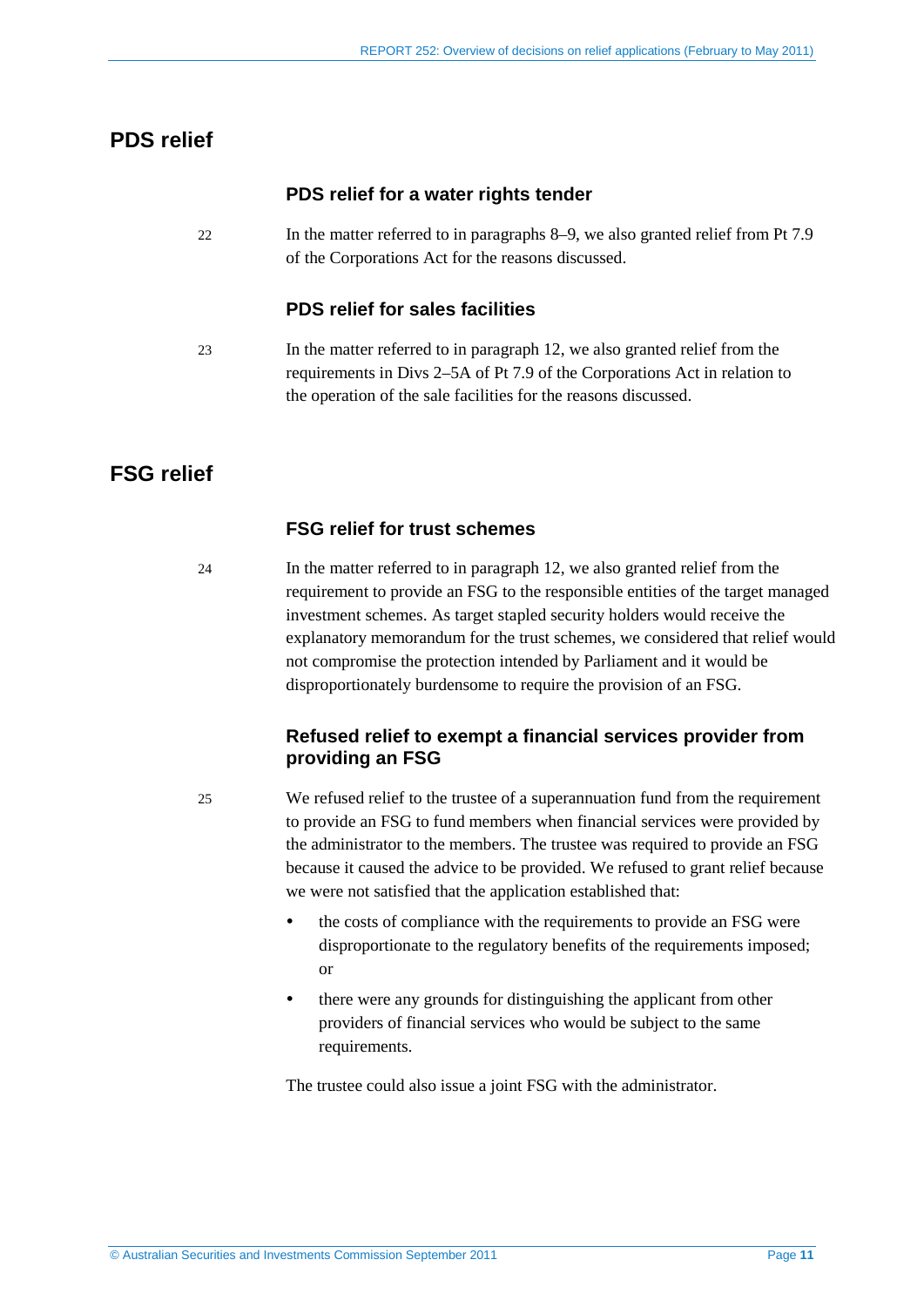## PDS relief

### PDS relief for a water rights tender

22 In the matter referred to in paragraphs 8–9, we also granted relief from Pt 7.9 of the Corporations Act for the reasons discussed.

### PDS relief for sales facilities

23 In the matter referred to in paragraph 12, we also granted relief from the requirements in Divs 2–5A of Pt 7.9 of the Corporations Act in relation to the operation of the sale facilities for the reasons discussed.

## FSG relief

### FSG relief for trust schemes

24 In the matter referred to in paragraph 12, we also granted relief from the requirement to provide an FSG to the responsible entities of the target managed investment schemes. As target stapled security holders would receive the explanatory memorandum for the trust schemes, we considered that relief would not compromise the protection intended by Parliament and it would be disproportionately burdensome to require the provision of an FSG.

### Refused relief to exempt a financial services provider from providing an FSG

25 We refused relief to the trustee of a superannuation fund from the requirement to provide an FSG to fund members when financial services were provided by the administrator to the members. The trustee was required to provide an FSG because it caused the advice to be provided. We refused to grant relief because we were not satisfied that the application established that:

- the costs of compliance with the requirements to provide an FSG were disproportionate to the regulatory benefits of the requirements imposed; or
- there were any grounds for distinguishing the applicant from other providers of financial services who would be subject to the same requirements.

The trustee could also issue a joint FSG with the administrator.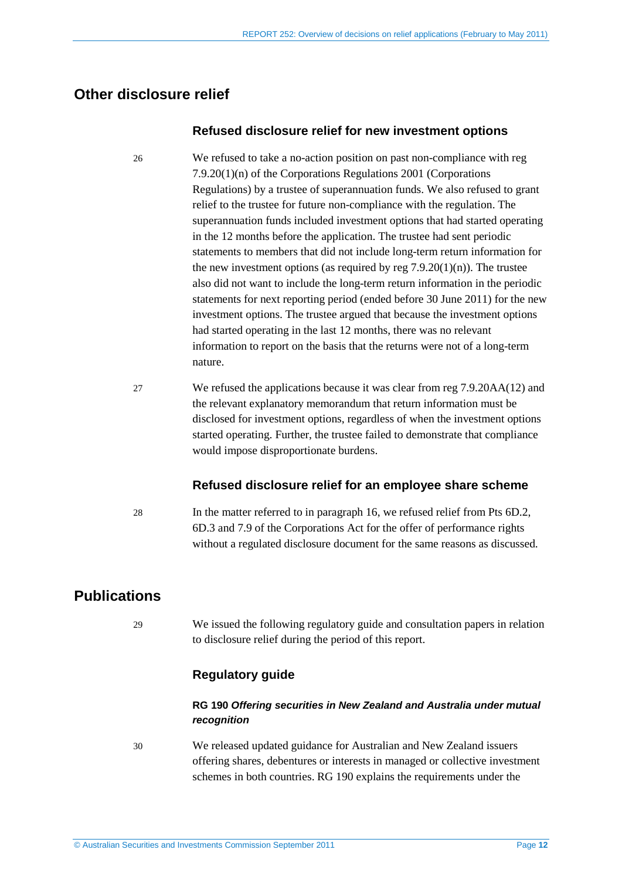## Other disclosure relief

### Refused disclosure relief for new investment options

26 We refused to take a no-action position on past non-compliance with reg 7.9.20(1)(n) of the Corporations Regulations 2001 (Corporations Regulations) by a trustee of superannuation funds. We also refused to grant relief to the trustee for future non-compliance with the regulation. The superannuation funds included investment options that had started operating in the 12 months before the application. The trustee had sent periodic statements to members that did not include long-term return information for the new investment options (as required by reg 7.9.20(1)(n)). The trustee also did not want to include the long-term return information in the periodic statements for next reporting period (ended before 30 June 2011) for the new investment options. The trustee argued that because the investment options had started operating in the last 12 months, there was no relevant information to report on the basis that the returns were not of a long-term nature.

27 We refused the applications because it was clear from reg 7.9.20AA(12) and the relevant explanatory memorandum that return information must be disclosed for investment options, regardless of when the investment options started operating. Further, the trustee failed to demonstrate that compliance would impose disproportionate burdens.

### Refused disclosure relief for an employee share scheme

28 In the matter referred to in paragraph 16, we refused relief from Pts 6D.2, 6D.3 and 7.9 of the Corporations Act for the offer of performance rights without a regulated disclosure document for the same reasons as discussed.

## Publications

29 We issued the following regulatory guide and consultation papers in relation to disclosure relief during the period of this report.

### Regulatory guide

#### RG 190 *Offering securities in New Zealand and Australia under mutual recognition*

30 We released updated guidance for Australian and New Zealand issuers offering shares, debentures or interests in managed or collective investment schemes in both countries. RG 190 explains the requirements under the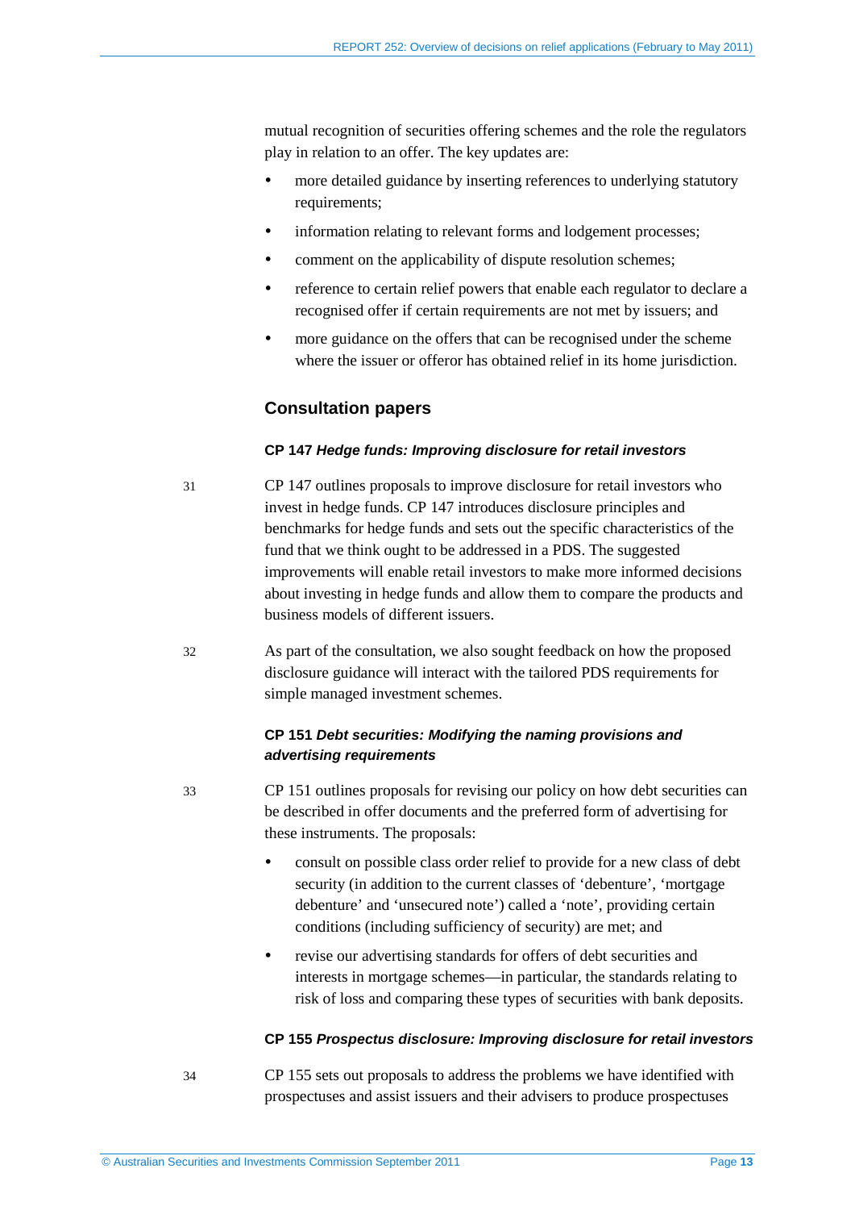mutual recognition of securities offering schemes and the role the regulators play in relation to an offer. The key updates are:

- more detailed guidance by inserting references to underlying statutory requirements;
- information relating to relevant forms and lodgement processes;
- comment on the applicability of dispute resolution schemes;
- reference to certain relief powers that enable each regulator to declare a recognised offer if certain requirements are not met by issuers; and
- more guidance on the offers that can be recognised under the scheme where the issuer or offeror has obtained relief in its home jurisdiction.

## Consultation papers

#### CP 147 *Hedge funds: Improving disclosure for retail investors*

31 CP 147 outlines proposals to improve disclosure for retail investors who invest in hedge funds. CP 147 introduces disclosure principles and benchmarks for hedge funds and sets out the specific characteristics of the fund that we think ought to be addressed in a PDS. The suggested improvements will enable retail investors to make more informed decisions about investing in hedge funds and allow them to compare the products and business models of different issuers.

32 As part of the consultation, we also sought feedback on how the proposed disclosure guidance will interact with the tailored PDS requirements for simple managed investment schemes.

#### CP 151 *Debt securities: Modifying the naming provisions and advertising requirements*

33 CP 151 outlines proposals for revising our policy on how debt securities can be described in offer documents and the preferred form of advertising for these instruments. The proposals:

- consult on possible class order relief to provide for a new class of debt security (in addition to the current classes of 'debenture', 'mortgage debenture' and 'unsecured note') called a 'note', providing certain conditions (including sufficiency of security) are met; and
- revise our advertising standards for offers of debt securities and interests in mortgage schemes—in particular, the standards relating to risk of loss and comparing these types of securities with bank deposits.

#### CP 155 *Prospectus disclosure: Improving disclosure for retail investors*

34 CP 155 sets out proposals to address the problems we have identified with prospectuses and assist issuers and their advisers to produce prospectuses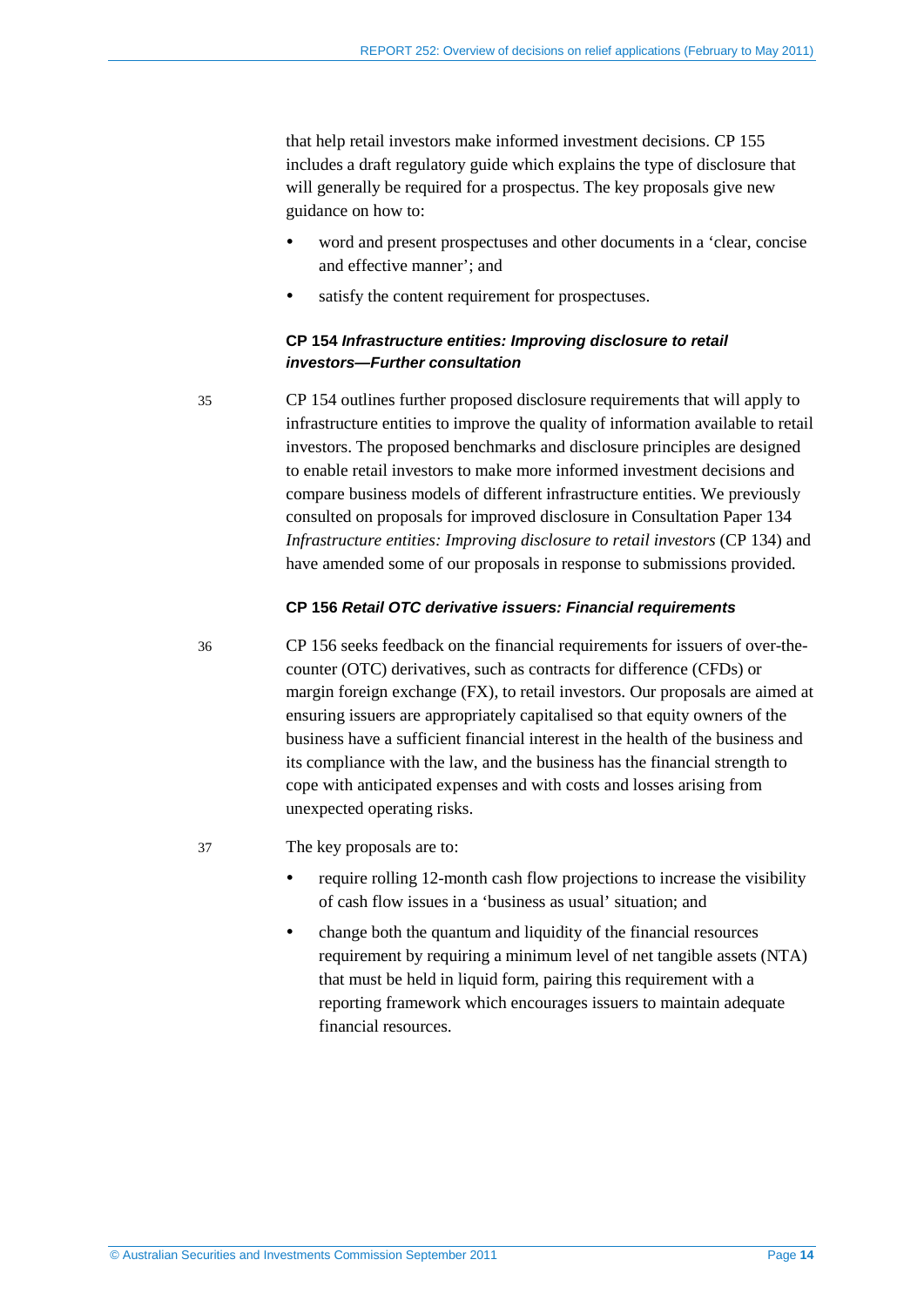that help retail investors make informed investment decisions. CP 155 includes a draft regulatory guide which explains the type of disclosure that will generally be required for a prospectus. The key proposals give new guidance on how to:

- word and present prospectuses and other documents in a 'clear, concise and effective manner'; and
- satisfy the content requirement for prospectuses.

#### CP 154 *Infrastructure entities: Improving disclosure to retail investors—Further consultation*

35 CP 154 outlines further proposed disclosure requirements that will apply to infrastructure entities to improve the quality of information available to retail investors. The proposed benchmarks and disclosure principles are designed to enable retail investors to make more informed investment decisions and compare business models of different infrastructure entities. We previously consulted on proposals for improved disclosure in Consultation Paper 134 *Infrastructure entities: Improving disclosure to retail investors* (CP 134) and have amended some of our proposals in response to submissions provided.

#### CP 156 *Retail OTC derivative issuers: Financial requirements*

36 CP 156 seeks feedback on the financial requirements for issuers of over-the-counter (OTC) derivatives, such as contracts for difference (CFDs) or margin foreign exchange (FX), to retail investors. Our proposals are aimed at ensuring issuers are appropriately capitalised so that equity owners of the business have a sufficient financial interest in the health of the business and its compliance with the law, and the business has the financial strength to cope with anticipated expenses and with costs and losses arising from unexpected operating risks.

37 The key proposals are to:

- require rolling 12-month cash flow projections to increase the visibility of cash flow issues in a 'business as usual' situation; and
- change both the quantum and liquidity of the financial resources requirement by requiring a minimum level of net tangible assets (NTA) that must be held in liquid form, pairing this requirement with a reporting framework which encourages issuers to maintain adequate financial resources.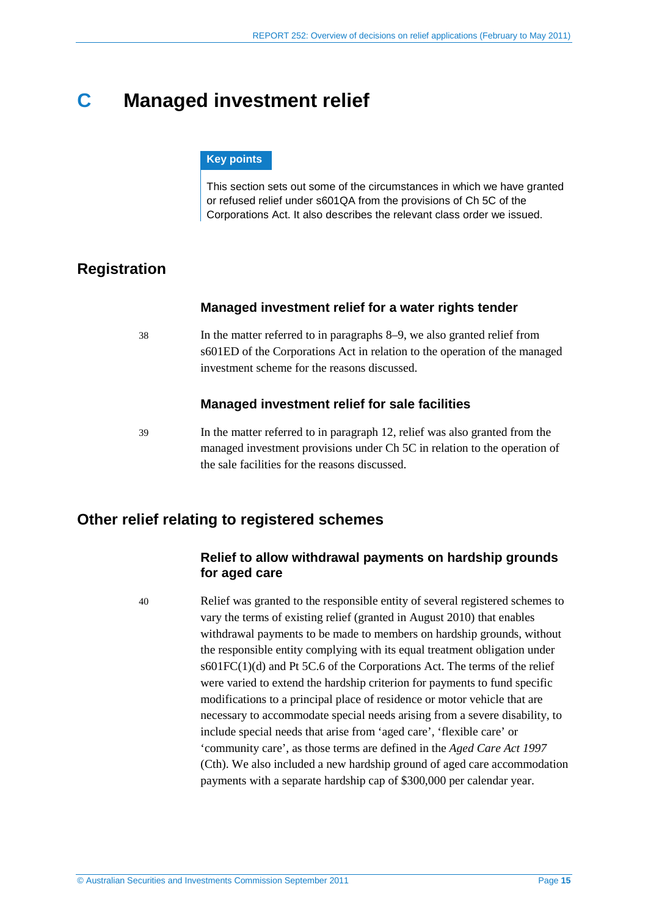# C Managed investment relief

**Key points**

This section sets out some of the circumstances in which we have granted or refused relief under s601QA from the provisions of Ch 5C of the Corporations Act. It also describes the relevant class order we issued.

## Registration

### Managed investment relief for a water rights tender

38 In the matter referred to in paragraphs 8–9, we also granted relief from s601ED of the Corporations Act in relation to the operation of the managed investment scheme for the reasons discussed.

### Managed investment relief for sale facilities

39 In the matter referred to in paragraph 12, relief was also granted from the managed investment provisions under Ch 5C in relation to the operation of the sale facilities for the reasons discussed.

## Other relief relating to registered schemes

### Relief to allow withdrawal payments on hardship grounds for aged care

40 Relief was granted to the responsible entity of several registered schemes to vary the terms of existing relief (granted in August 2010) that enables withdrawal payments to be made to members on hardship grounds, without the responsible entity complying with its equal treatment obligation under s601FC(1)(d) and Pt 5C.6 of the Corporations Act. The terms of the relief were varied to extend the hardship criterion for payments to fund specific modifications to a principal place of residence or motor vehicle that are necessary to accommodate special needs arising from a severe disability, to include special needs that arise from 'aged care', 'flexible care' or 'community care', as those terms are defined in the *Aged Care Act 1997* (Cth). We also included a new hardship ground of aged care accommodation payments with a separate hardship cap of $300,000 per calendar year.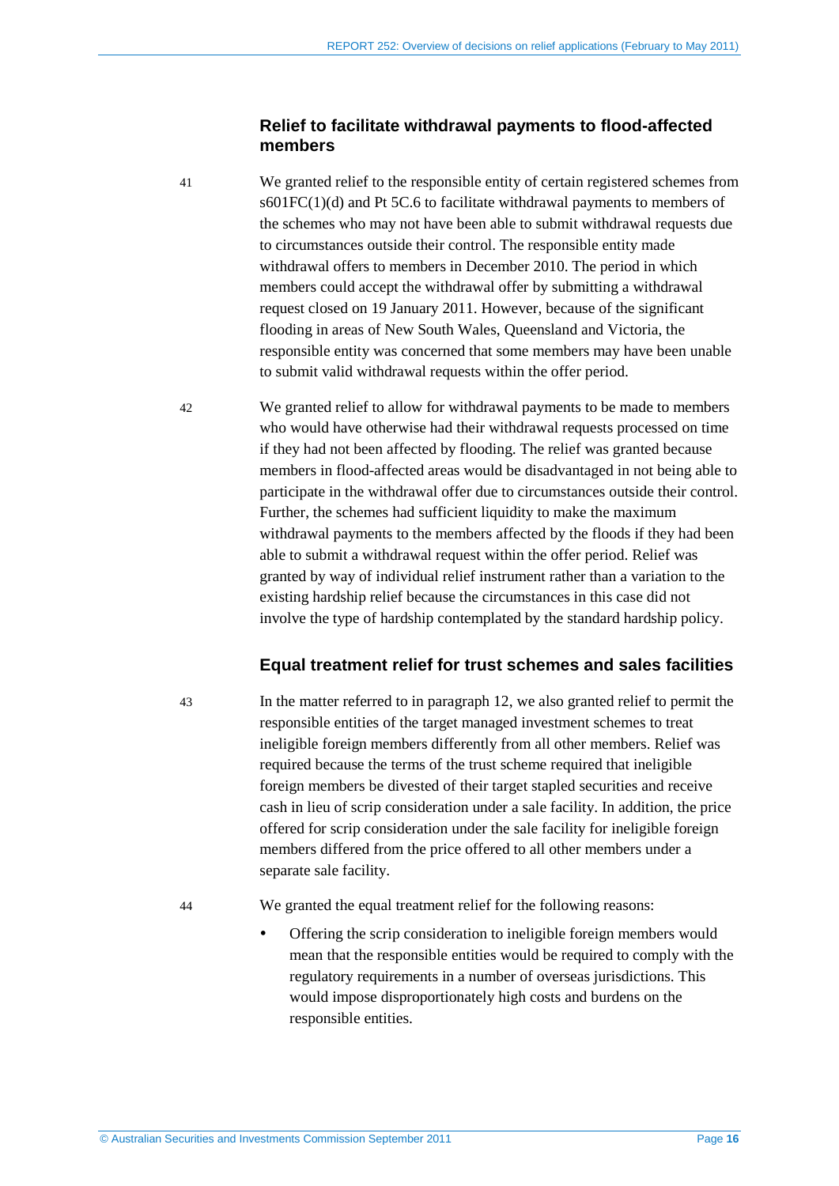### Relief to facilitate withdrawal payments to flood-affected members

41 We granted relief to the responsible entity of certain registered schemes from s601FC(1)(d) and Pt 5C.6 to facilitate withdrawal payments to members of the schemes who may not have been able to submit withdrawal requests due to circumstances outside their control. The responsible entity made withdrawal offers to members in December 2010. The period in which members could accept the withdrawal offer by submitting a withdrawal request closed on 19 January 2011. However, because of the significant flooding in areas of New South Wales, Queensland and Victoria, the responsible entity was concerned that some members may have been unable to submit valid withdrawal requests within the offer period.

42 We granted relief to allow for withdrawal payments to be made to members who would have otherwise had their withdrawal requests processed on time if they had not been affected by flooding. The relief was granted because members in flood-affected areas would be disadvantaged in not being able to participate in the withdrawal offer due to circumstances outside their control. Further, the schemes had sufficient liquidity to make the maximum withdrawal payments to the members affected by the floods if they had been able to submit a withdrawal request within the offer period. Relief was granted by way of individual relief instrument rather than a variation to the existing hardship relief because the circumstances in this case did not involve the type of hardship contemplated by the standard hardship policy.

### Equal treatment relief for trust schemes and sales facilities

43 In the matter referred to in paragraph 12, we also granted relief to permit the responsible entities of the target managed investment schemes to treat ineligible foreign members differently from all other members. Relief was required because the terms of the trust scheme required that ineligible foreign members be divested of their target stapled securities and receive cash in lieu of scrip consideration under a sale facility. In addition, the price offered for scrip consideration under the sale facility for ineligible foreign members differed from the price offered to all other members under a separate sale facility.

44 We granted the equal treatment relief for the following reasons:

- Offering the scrip consideration to ineligible foreign members would mean that the responsible entities would be required to comply with the regulatory requirements in a number of overseas jurisdictions. This would impose disproportionately high costs and burdens on the responsible entities.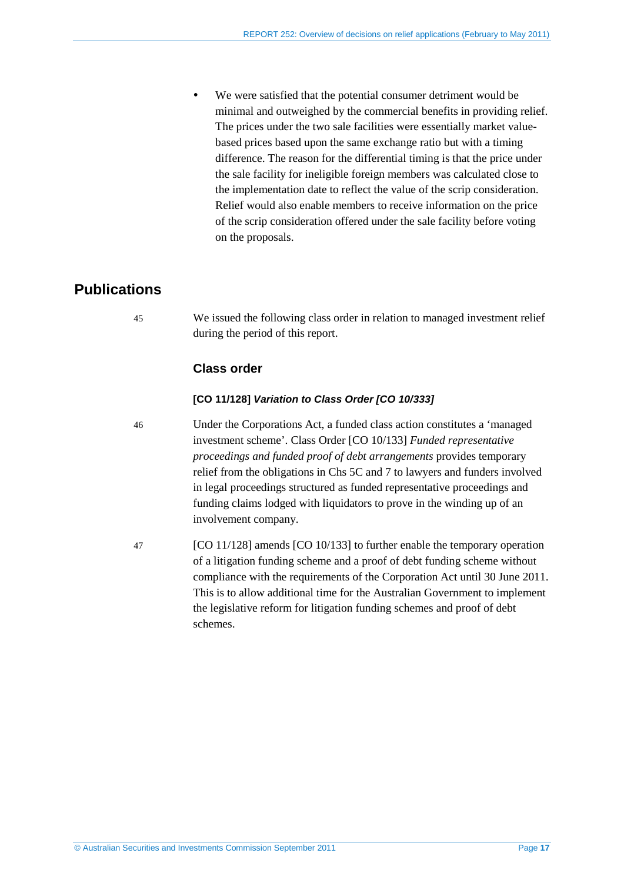- We were satisfied that the potential consumer detriment would be minimal and outweighed by the commercial benefits in providing relief. The prices under the two sale facilities were essentially market value-based prices based upon the same exchange ratio but with a timing difference. The reason for the differential timing is that the price under the sale facility for ineligible foreign members was calculated close to the implementation date to reflect the value of the scrip consideration. Relief would also enable members to receive information on the price of the scrip consideration offered under the sale facility before voting on the proposals.

## Publications

45 We issued the following class order in relation to managed investment relief during the period of this report.

### Class order

#### [CO 11/128] *Variation to Class Order [CO 10/333]*

46 Under the Corporations Act, a funded class action constitutes a 'managed investment scheme'. Class Order [CO 10/133] *Funded representative proceedings and funded proof of debt arrangements* provides temporary relief from the obligations in Chs 5C and 7 to lawyers and funders involved in legal proceedings structured as funded representative proceedings and funding claims lodged with liquidators to prove in the winding up of an involvement company.

47 [CO 11/128] amends [CO 10/133] to further enable the temporary operation of a litigation funding scheme and a proof of debt funding scheme without compliance with the requirements of the Corporation Act until 30 June 2011. This is to allow additional time for the Australian Government to implement the legislative reform for litigation funding schemes and proof of debt schemes.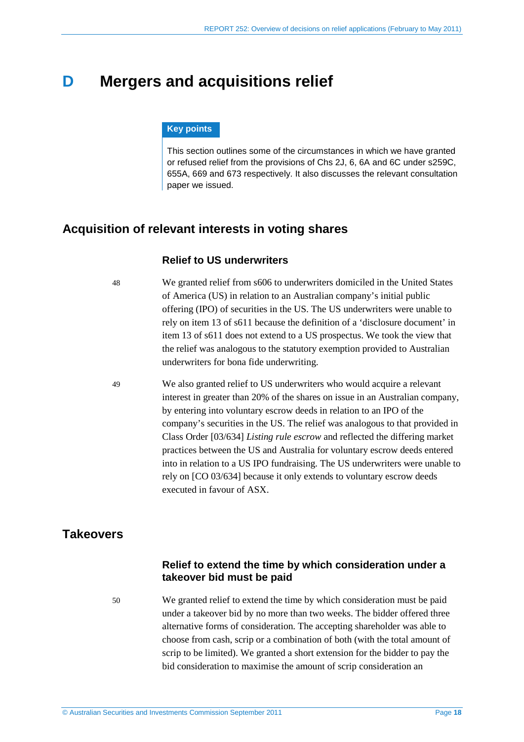# D Mergers and acquisitions relief

**Key points**

This section outlines some of the circumstances in which we have granted or refused relief from the provisions of Chs 2J, 6, 6A and 6C under s259C, 655A, 669 and 673 respectively. It also discusses the relevant consultation paper we issued.

## Acquisition of relevant interests in voting shares

### Relief to US underwriters

48 We granted relief from s606 to underwriters domiciled in the United States of America (US) in relation to an Australian company's initial public offering (IPO) of securities in the US. The US underwriters were unable to rely on item 13 of s611 because the definition of a 'disclosure document' in item 13 of s611 does not extend to a US prospectus. We took the view that the relief was analogous to the statutory exemption provided to Australian underwriters for bona fide underwriting.

49 We also granted relief to US underwriters who would acquire a relevant interest in greater than 20% of the shares on issue in an Australian company, by entering into voluntary escrow deeds in relation to an IPO of the company's securities in the US. The relief was analogous to that provided in Class Order [03/634] *Listing rule escrow* and reflected the differing market practices between the US and Australia for voluntary escrow deeds entered into in relation to a US IPO fundraising. The US underwriters were unable to rely on [CO 03/634] because it only extends to voluntary escrow deeds executed in favour of ASX.

## Takeovers

### Relief to extend the time by which consideration under a takeover bid must be paid

50 We granted relief to extend the time by which consideration must be paid under a takeover bid by no more than two weeks. The bidder offered three alternative forms of consideration. The accepting shareholder was able to choose from cash, scrip or a combination of both (with the total amount of scrip to be limited). We granted a short extension for the bidder to pay the bid consideration to maximise the amount of scrip consideration an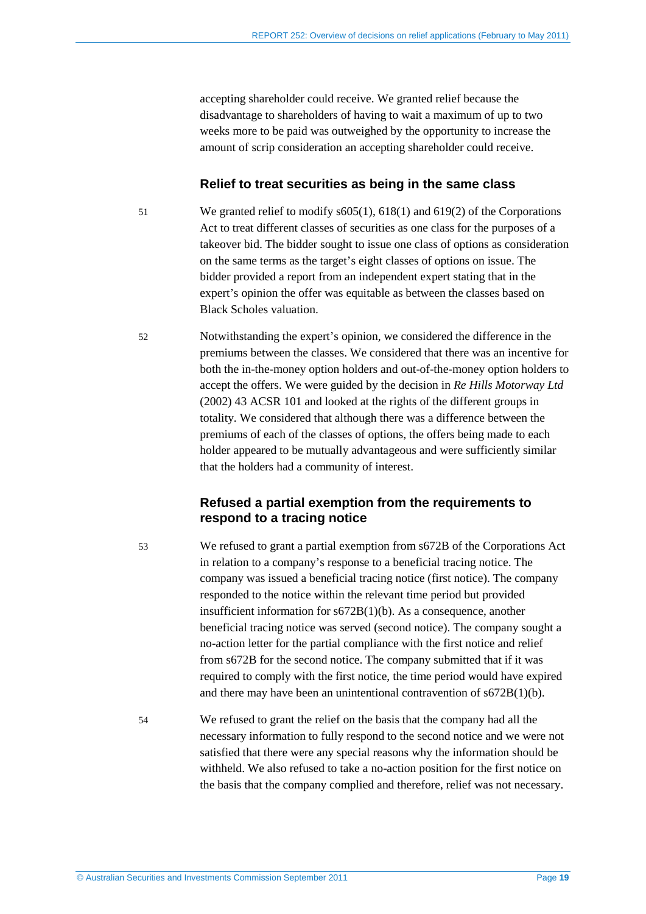accepting shareholder could receive. We granted relief because the disadvantage to shareholders of having to wait a maximum of up to two weeks more to be paid was outweighed by the opportunity to increase the amount of scrip consideration an accepting shareholder could receive.

### Relief to treat securities as being in the same class

51 We granted relief to modify s605(1), 618(1) and 619(2) of the Corporations Act to treat different classes of securities as one class for the purposes of a takeover bid. The bidder sought to issue one class of options as consideration on the same terms as the target's eight classes of options on issue. The bidder provided a report from an independent expert stating that in the expert's opinion the offer was equitable as between the classes based on Black Scholes valuation.

52 Notwithstanding the expert's opinion, we considered the difference in the premiums between the classes. We considered that there was an incentive for both the in-the-money option holders and out-of-the-money option holders to accept the offers. We were guided by the decision in *Re Hills Motorway Ltd* (2002) 43 ACSR 101 and looked at the rights of the different groups in totality. We considered that although there was a difference between the premiums of each of the classes of options, the offers being made to each holder appeared to be mutually advantageous and were sufficiently similar that the holders had a community of interest.

### Refused a partial exemption from the requirements to respond to a tracing notice

53 We refused to grant a partial exemption from s672B of the Corporations Act in relation to a company's response to a beneficial tracing notice. The company was issued a beneficial tracing notice (first notice). The company responded to the notice within the relevant time period but provided insufficient information for s672B(1)(b). As a consequence, another beneficial tracing notice was served (second notice). The company sought a no-action letter for the partial compliance with the first notice and relief from s672B for the second notice. The company submitted that if it was required to comply with the first notice, the time period would have expired and there may have been an unintentional contravention of s672B(1)(b).

54 We refused to grant the relief on the basis that the company had all the necessary information to fully respond to the second notice and we were not satisfied that there were any special reasons why the information should be withheld. We also refused to take a no-action position for the first notice on the basis that the company complied and therefore, relief was not necessary.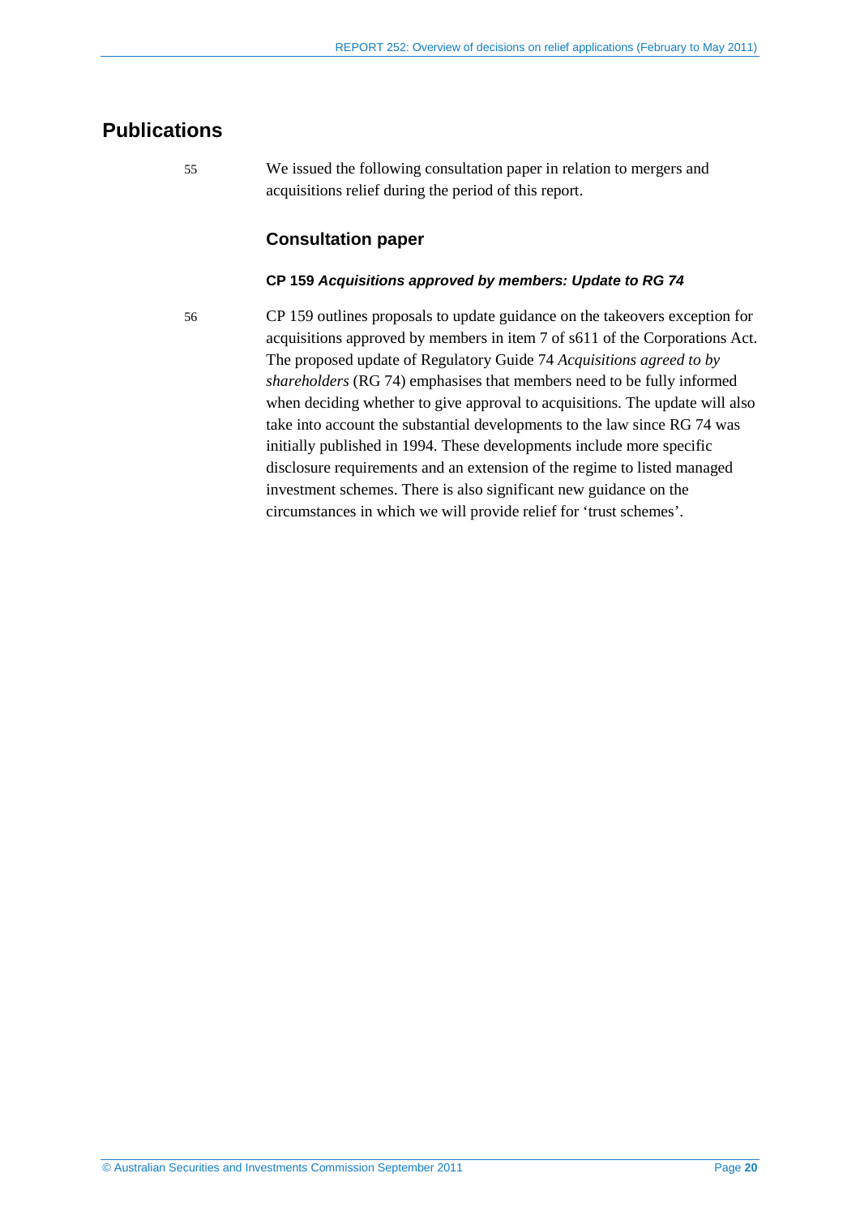## Publications

55 We issued the following consultation paper in relation to mergers and acquisitions relief during the period of this report.

### Consultation paper

#### CP 159 *Acquisitions approved by members: Update to RG 74*

56 CP 159 outlines proposals to update guidance on the takeovers exception for acquisitions approved by members in item 7 of s611 of the Corporations Act. The proposed update of Regulatory Guide 74 *Acquisitions agreed to by shareholders* (RG 74) emphasises that members need to be fully informed when deciding whether to give approval to acquisitions. The update will also take into account the substantial developments to the law since RG 74 was initially published in 1994. These developments include more specific disclosure requirements and an extension of the regime to listed managed investment schemes. There is also significant new guidance on the circumstances in which we will provide relief for 'trust schemes'.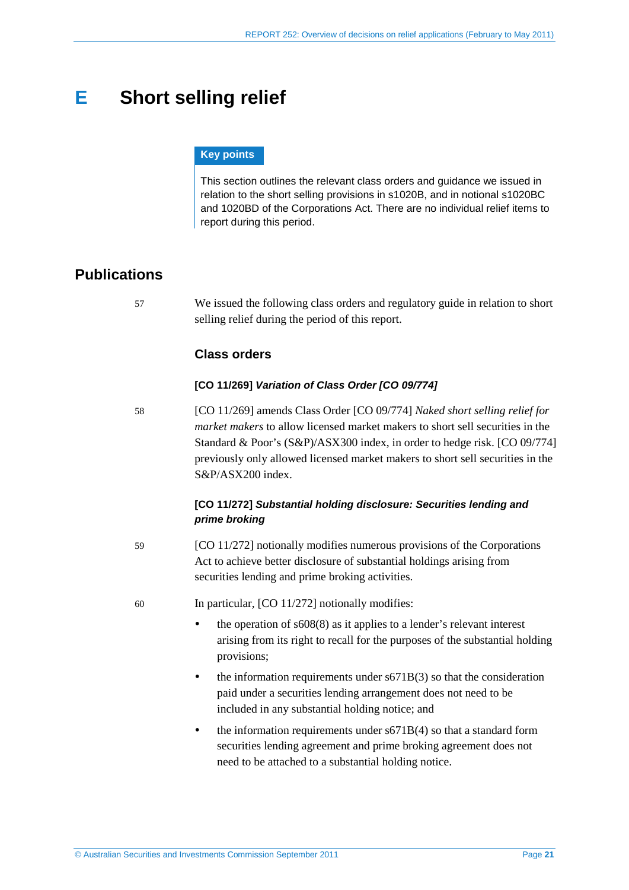# E Short selling relief

**Key points**

This section outlines the relevant class orders and guidance we issued in relation to the short selling provisions in s1020B, and in notional s1020BC and 1020BD of the Corporations Act. There are no individual relief items to report during this period.

## Publications

57 We issued the following class orders and regulatory guide in relation to short selling relief during the period of this report.

### Class orders

#### [CO 11/269] *Variation of Class Order [CO 09/774]*

58 [CO 11/269] amends Class Order [CO 09/774] *Naked short selling relief for market makers* to allow licensed market makers to short sell securities in the Standard & Poor's (S&P)/ASX300 index, in order to hedge risk. [CO 09/774] previously only allowed licensed market makers to short sell securities in the S&P/ASX200 index.

#### [CO 11/272] *Substantial holding disclosure: Securities lending and prime broking*

59 [CO 11/272] notionally modifies numerous provisions of the Corporations Act to achieve better disclosure of substantial holdings arising from securities lending and prime broking activities.

60 In particular, [CO 11/272] notionally modifies:

- the operation of s608(8) as it applies to a lender's relevant interest arising from its right to recall for the purposes of the substantial holding provisions;
- the information requirements under s671B(3) so that the consideration paid under a securities lending arrangement does not need to be included in any substantial holding notice; and
- the information requirements under s671B(4) so that a standard form securities lending agreement and prime broking agreement does not need to be attached to a substantial holding notice.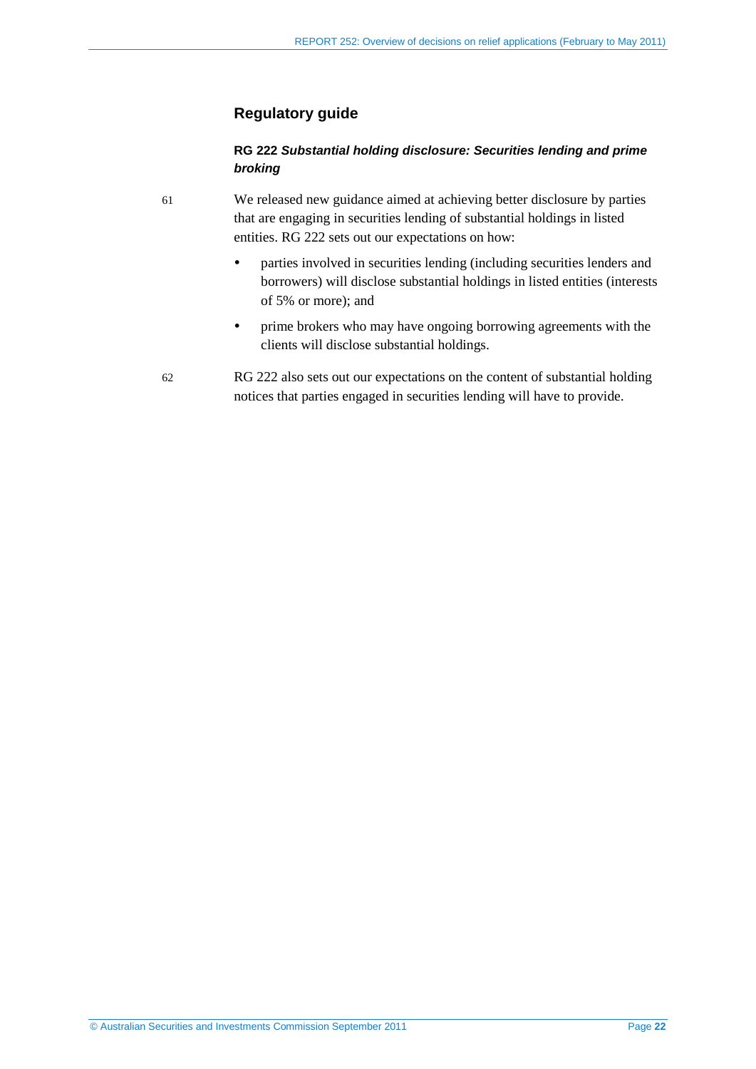## Regulatory guide

### RG 222 *Substantial holding disclosure: Securities lending and prime broking*

61 We released new guidance aimed at achieving better disclosure by parties that are engaging in securities lending of substantial holdings in listed entities. RG 222 sets out our expectations on how:

- parties involved in securities lending (including securities lenders and borrowers) will disclose substantial holdings in listed entities (interests of 5% or more); and
- prime brokers who may have ongoing borrowing agreements with the clients will disclose substantial holdings.

62 RG 222 also sets out our expectations on the content of substantial holding notices that parties engaged in securities lending will have to provide.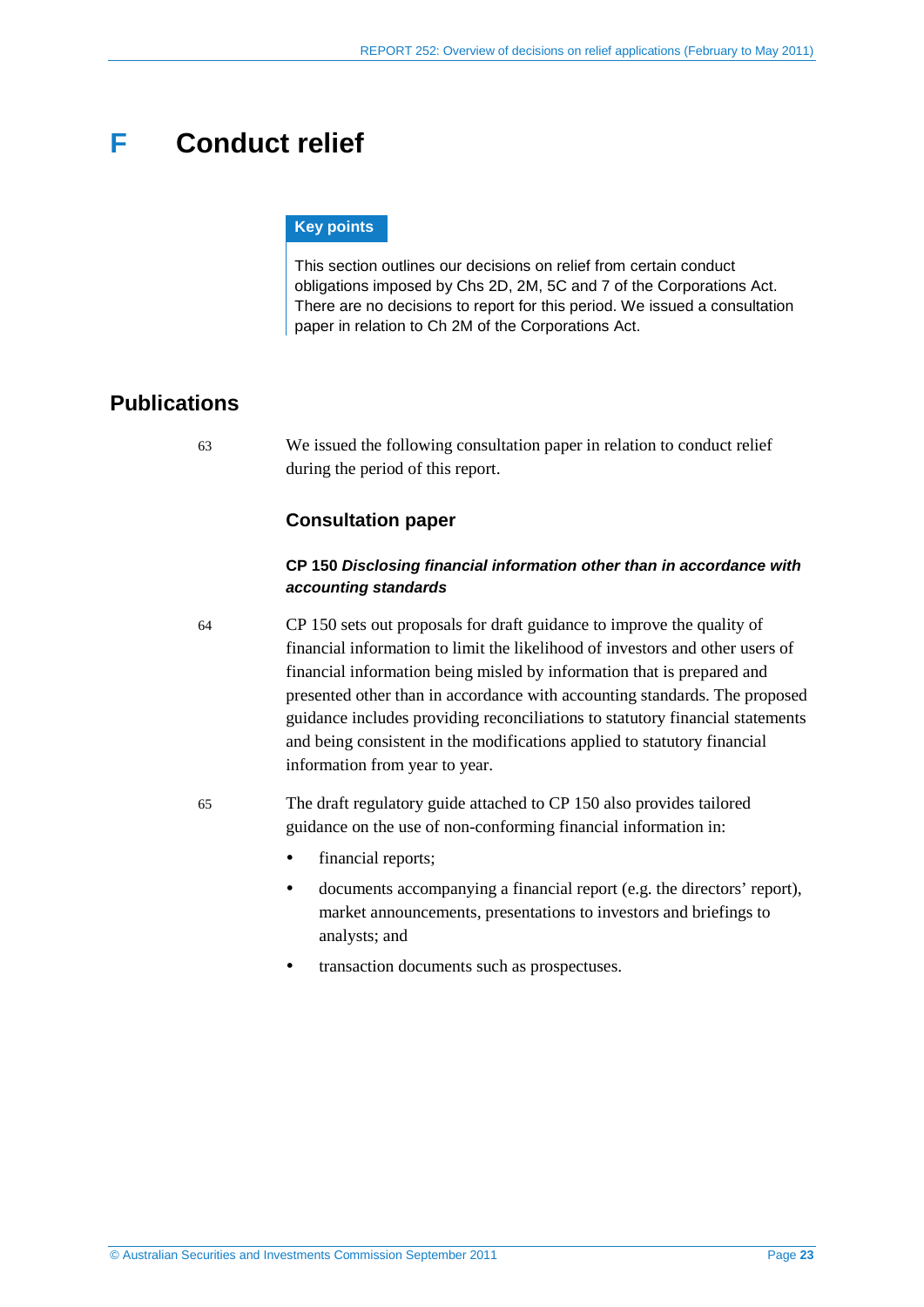# F Conduct relief

**Key points**

This section outlines our decisions on relief from certain conduct obligations imposed by Chs 2D, 2M, 5C and 7 of the Corporations Act. There are no decisions to report for this period. We issued a consultation paper in relation to Ch 2M of the Corporations Act.

## Publications

63 We issued the following consultation paper in relation to conduct relief during the period of this report.

### Consultation paper

**CP 150 *Disclosing financial information other than in accordance with accounting standards***

64 CP 150 sets out proposals for draft guidance to improve the quality of financial information to limit the likelihood of investors and other users of financial information being misled by information that is prepared and presented other than in accordance with accounting standards. The proposed guidance includes providing reconciliations to statutory financial statements and being consistent in the modifications applied to statutory financial information from year to year.

65 The draft regulatory guide attached to CP 150 also provides tailored guidance on the use of non-conforming financial information in:

- financial reports;
- documents accompanying a financial report (e.g. the directors' report), market announcements, presentations to investors and briefings to analysts; and
- transaction documents such as prospectuses.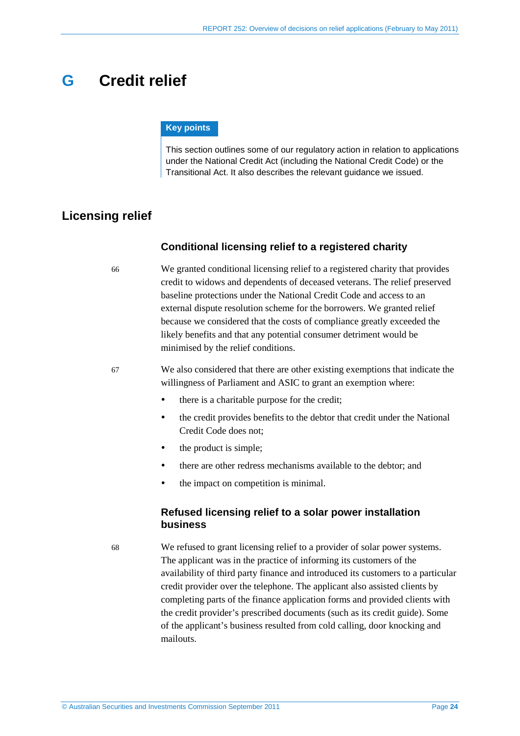# G Credit relief

**Key points**

This section outlines some of our regulatory action in relation to applications under the National Credit Act (including the National Credit Code) or the Transitional Act. It also describes the relevant guidance we issued.

## Licensing relief

### Conditional licensing relief to a registered charity

66 We granted conditional licensing relief to a registered charity that provides credit to widows and dependents of deceased veterans. The relief preserved baseline protections under the National Credit Code and access to an external dispute resolution scheme for the borrowers. We granted relief because we considered that the costs of compliance greatly exceeded the likely benefits and that any potential consumer detriment would be minimised by the relief conditions.

67 We also considered that there are other existing exemptions that indicate the willingness of Parliament and ASIC to grant an exemption where:

- there is a charitable purpose for the credit;
- the credit provides benefits to the debtor that credit under the National Credit Code does not;
- the product is simple;
- there are other redress mechanisms available to the debtor; and
- the impact on competition is minimal.

### Refused licensing relief to a solar power installation business

68 We refused to grant licensing relief to a provider of solar power systems. The applicant was in the practice of informing its customers of the availability of third party finance and introduced its customers to a particular credit provider over the telephone. The applicant also assisted clients by completing parts of the finance application forms and provided clients with the credit provider's prescribed documents (such as its credit guide). Some of the applicant's business resulted from cold calling, door knocking and mailouts.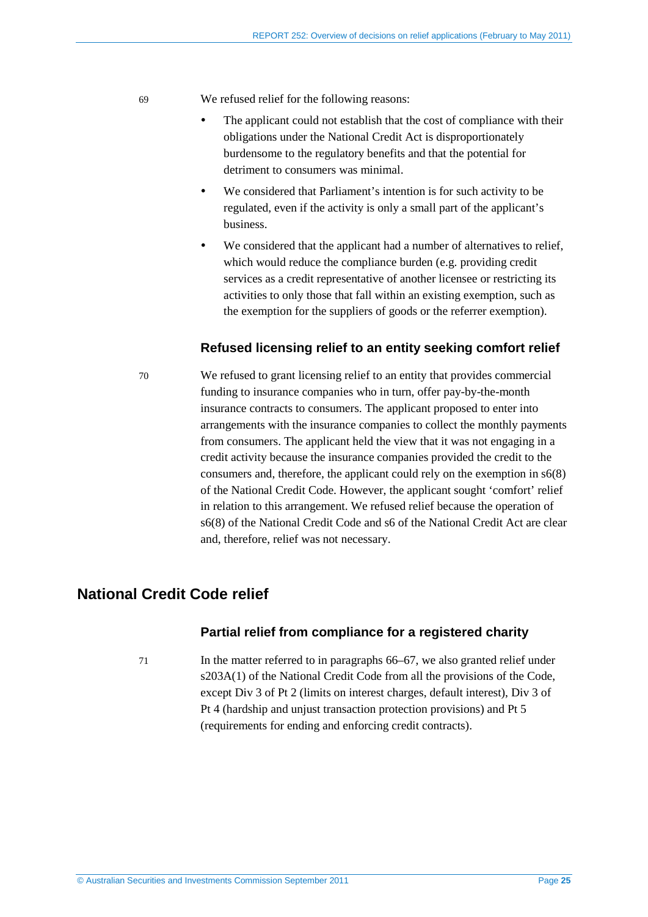69 We refused relief for the following reasons:

- The applicant could not establish that the cost of compliance with their obligations under the National Credit Act is disproportionately burdensome to the regulatory benefits and that the potential for detriment to consumers was minimal.
- We considered that Parliament's intention is for such activity to be regulated, even if the activity is only a small part of the applicant's business.
- We considered that the applicant had a number of alternatives to relief, which would reduce the compliance burden (e.g. providing credit services as a credit representative of another licensee or restricting its activities to only those that fall within an existing exemption, such as the exemption for the suppliers of goods or the referrer exemption).

### Refused licensing relief to an entity seeking comfort relief

70 We refused to grant licensing relief to an entity that provides commercial funding to insurance companies who in turn, offer pay-by-the-month insurance contracts to consumers. The applicant proposed to enter into arrangements with the insurance companies to collect the monthly payments from consumers. The applicant held the view that it was not engaging in a credit activity because the insurance companies provided the credit to the consumers and, therefore, the applicant could rely on the exemption in s6(8) of the National Credit Code. However, the applicant sought 'comfort' relief in relation to this arrangement. We refused relief because the operation of s6(8) of the National Credit Code and s6 of the National Credit Act are clear and, therefore, relief was not necessary.

## National Credit Code relief

### Partial relief from compliance for a registered charity

71 In the matter referred to in paragraphs 66–67, we also granted relief under s203A(1) of the National Credit Code from all the provisions of the Code, except Div 3 of Pt 2 (limits on interest charges, default interest), Div 3 of Pt 4 (hardship and unjust transaction protection provisions) and Pt 5 (requirements for ending and enforcing credit contracts).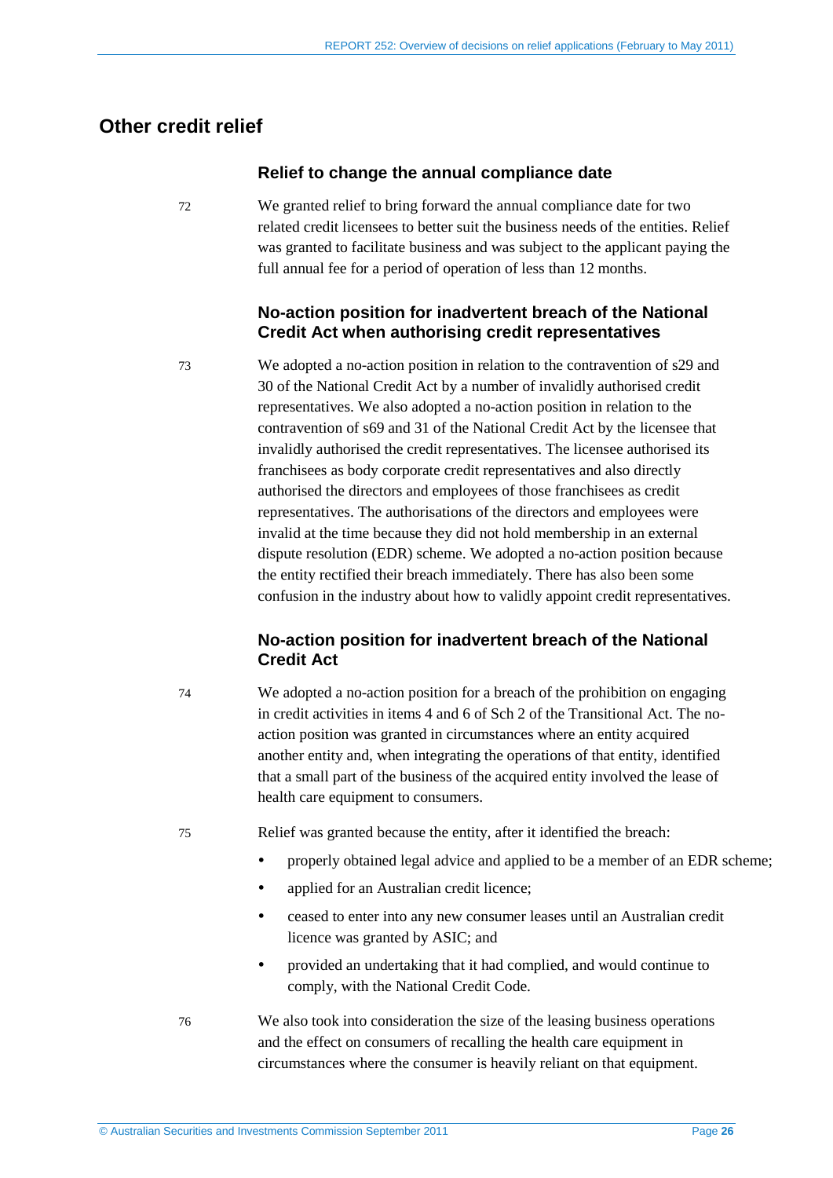## Other credit relief

### Relief to change the annual compliance date

72 We granted relief to bring forward the annual compliance date for two related credit licensees to better suit the business needs of the entities. Relief was granted to facilitate business and was subject to the applicant paying the full annual fee for a period of operation of less than 12 months.

### No-action position for inadvertent breach of the National Credit Act when authorising credit representatives

73 We adopted a no-action position in relation to the contravention of s29 and 30 of the National Credit Act by a number of invalidly authorised credit representatives. We also adopted a no-action position in relation to the contravention of s69 and 31 of the National Credit Act by the licensee that invalidly authorised the credit representatives. The licensee authorised its franchisees as body corporate credit representatives and also directly authorised the directors and employees of those franchisees as credit representatives. The authorisations of the directors and employees were invalid at the time because they did not hold membership in an external dispute resolution (EDR) scheme. We adopted a no-action position because the entity rectified their breach immediately. There has also been some confusion in the industry about how to validly appoint credit representatives.

### No-action position for inadvertent breach of the National Credit Act

74 We adopted a no-action position for a breach of the prohibition on engaging in credit activities in items 4 and 6 of Sch 2 of the Transitional Act. The no-action position was granted in circumstances where an entity acquired another entity and, when integrating the operations of that entity, identified that a small part of the business of the acquired entity involved the lease of health care equipment to consumers.

75 Relief was granted because the entity, after it identified the breach:

- properly obtained legal advice and applied to be a member of an EDR scheme;
- applied for an Australian credit licence;
- ceased to enter into any new consumer leases until an Australian credit licence was granted by ASIC; and
- provided an undertaking that it had complied, and would continue to comply, with the National Credit Code.

76 We also took into consideration the size of the leasing business operations and the effect on consumers of recalling the health care equipment in circumstances where the consumer is heavily reliant on that equipment.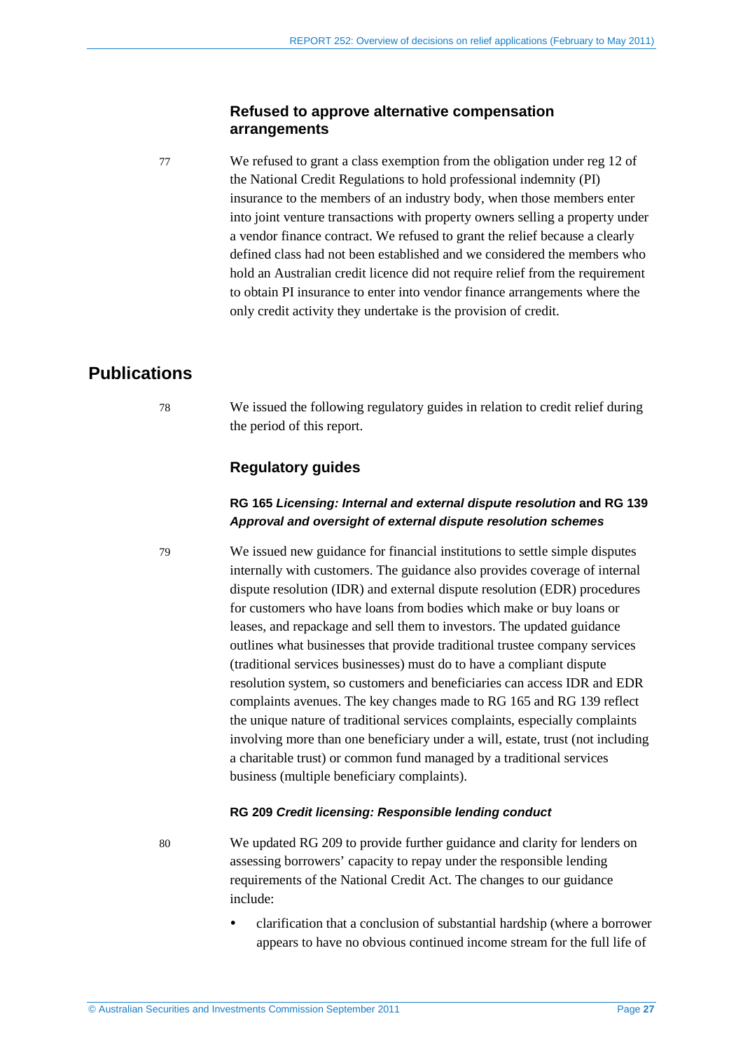### Refused to approve alternative compensation arrangements

77 We refused to grant a class exemption from the obligation under reg 12 of the National Credit Regulations to hold professional indemnity (PI) insurance to the members of an industry body, when those members enter into joint venture transactions with property owners selling a property under a vendor finance contract. We refused to grant the relief because a clearly defined class had not been established and we considered the members who hold an Australian credit licence did not require relief from the requirement to obtain PI insurance to enter into vendor finance arrangements where the only credit activity they undertake is the provision of credit.

## Publications

78 We issued the following regulatory guides in relation to credit relief during the period of this report.

### Regulatory guides

#### RG 165 *Licensing: Internal and external dispute resolution* and RG 139 *Approval and oversight of external dispute resolution schemes*

79 We issued new guidance for financial institutions to settle simple disputes internally with customers. The guidance also provides coverage of internal dispute resolution (IDR) and external dispute resolution (EDR) procedures for customers who have loans from bodies which make or buy loans or leases, and repackage and sell them to investors. The updated guidance outlines what businesses that provide traditional trustee company services (traditional services businesses) must do to have a compliant dispute resolution system, so customers and beneficiaries can access IDR and EDR complaints avenues. The key changes made to RG 165 and RG 139 reflect the unique nature of traditional services complaints, especially complaints involving more than one beneficiary under a will, estate, trust (not including a charitable trust) or common fund managed by a traditional services business (multiple beneficiary complaints).

#### RG 209 *Credit licensing: Responsible lending conduct*

80 We updated RG 209 to provide further guidance and clarity for lenders on assessing borrowers' capacity to repay under the responsible lending requirements of the National Credit Act. The changes to our guidance include:

- clarification that a conclusion of substantial hardship (where a borrower appears to have no obvious continued income stream for the full life of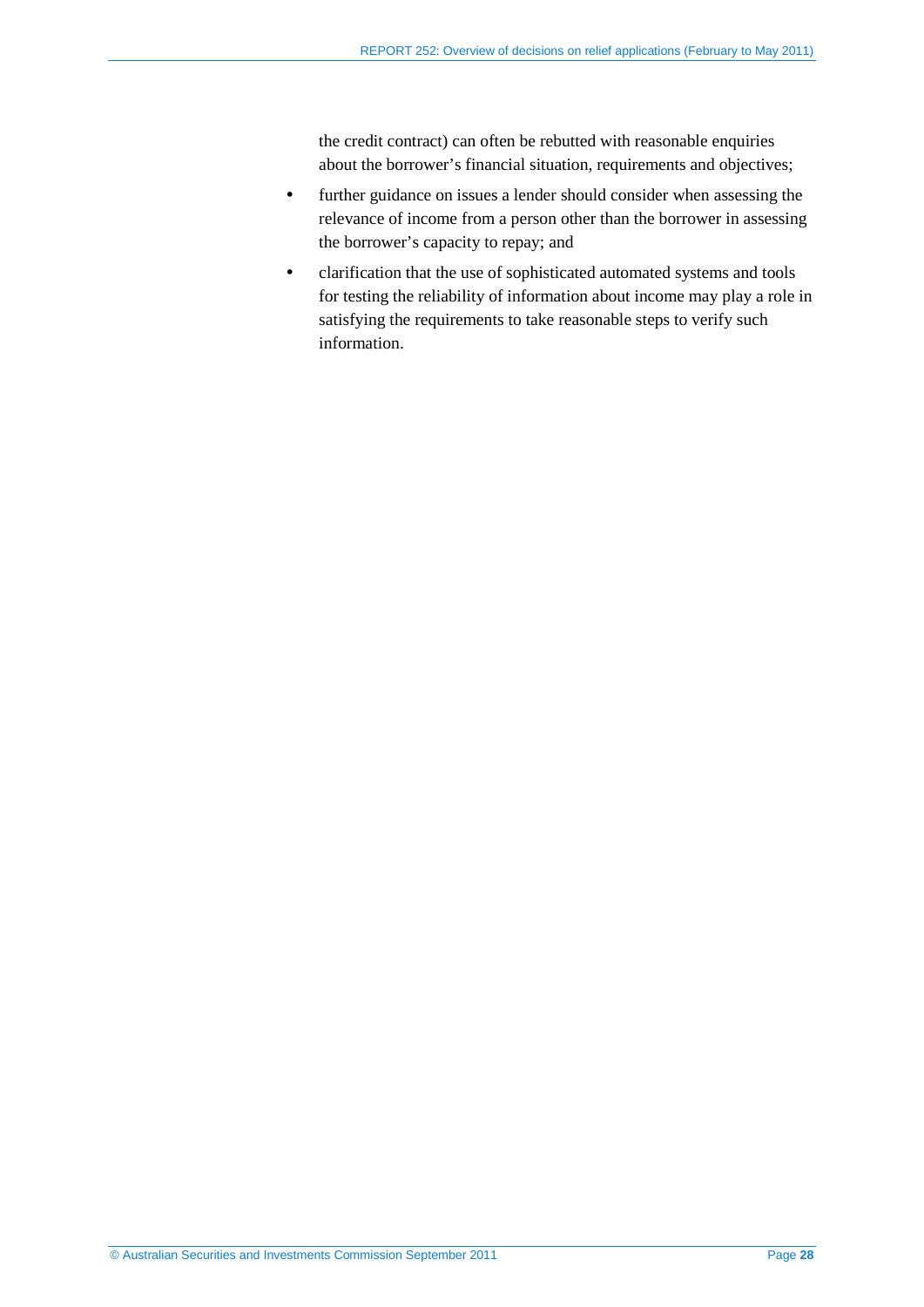the credit contract) can often be rebutted with reasonable enquiries about the borrower's financial situation, requirements and objectives;

- further guidance on issues a lender should consider when assessing the relevance of income from a person other than the borrower in assessing the borrower's capacity to repay; and
- clarification that the use of sophisticated automated systems and tools for testing the reliability of information about income may play a role in satisfying the requirements to take reasonable steps to verify such information.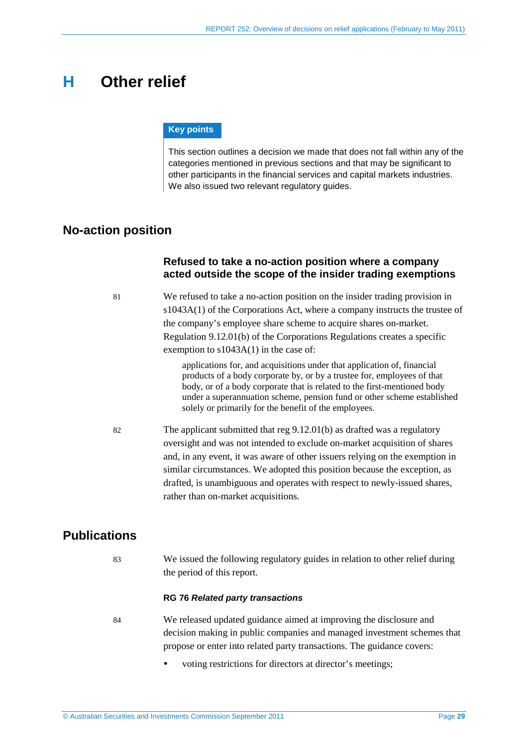# H Other relief

**Key points**

This section outlines a decision we made that does not fall within any of the categories mentioned in previous sections and that may be significant to other participants in the financial services and capital markets industries. We also issued two relevant regulatory guides.

## No-action position

### Refused to take a no-action position where a company acted outside the scope of the insider trading exemptions

81 We refused to take a no-action position on the insider trading provision in s1043A(1) of the Corporations Act, where a company instructs the trustee of the company's employee share scheme to acquire shares on-market. Regulation 9.12.01(b) of the Corporations Regulations creates a specific exemption to s1043A(1) in the case of:

> applications for, and acquisitions under that application of, financial products of a body corporate by, or by a trustee for, employees of that body, or of a body corporate that is related to the first-mentioned body under a superannuation scheme, pension fund or other scheme established solely or primarily for the benefit of the employees.

82 The applicant submitted that reg 9.12.01(b) as drafted was a regulatory oversight and was not intended to exclude on-market acquisition of shares and, in any event, it was aware of other issuers relying on the exemption in similar circumstances. We adopted this position because the exception, as drafted, is unambiguous and operates with respect to newly-issued shares, rather than on-market acquisitions.

## Publications

83 We issued the following regulatory guides in relation to other relief during the period of this report.

#### RG 76 *Related party transactions*

84 We released updated guidance aimed at improving the disclosure and decision making in public companies and managed investment schemes that propose or enter into related party transactions. The guidance covers:

- voting restrictions for directors at director's meetings;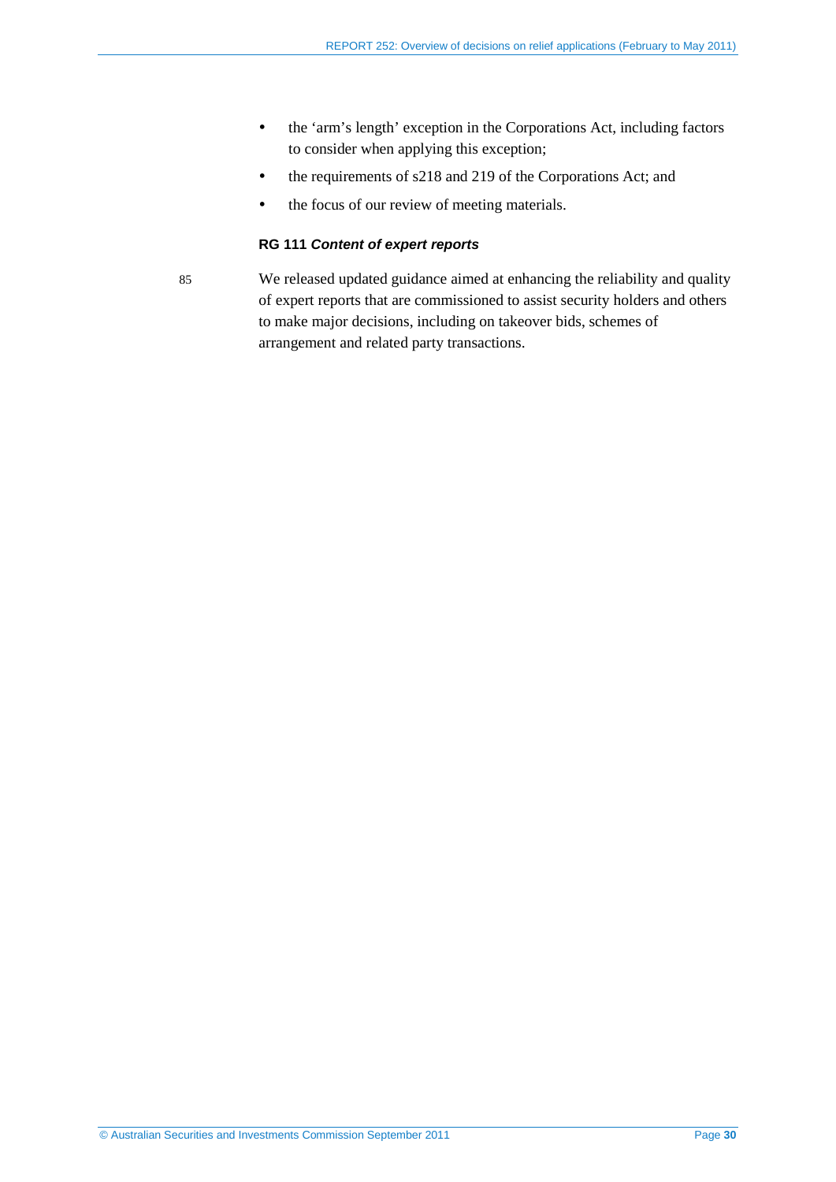- the 'arm's length' exception in the Corporations Act, including factors to consider when applying this exception;
- the requirements of s218 and 219 of the Corporations Act; and
- the focus of our review of meeting materials.

#### RG 111 *Content of expert reports*

85 We released updated guidance aimed at enhancing the reliability and quality of expert reports that are commissioned to assist security holders and others to make major decisions, including on takeover bids, schemes of arrangement and related party transactions.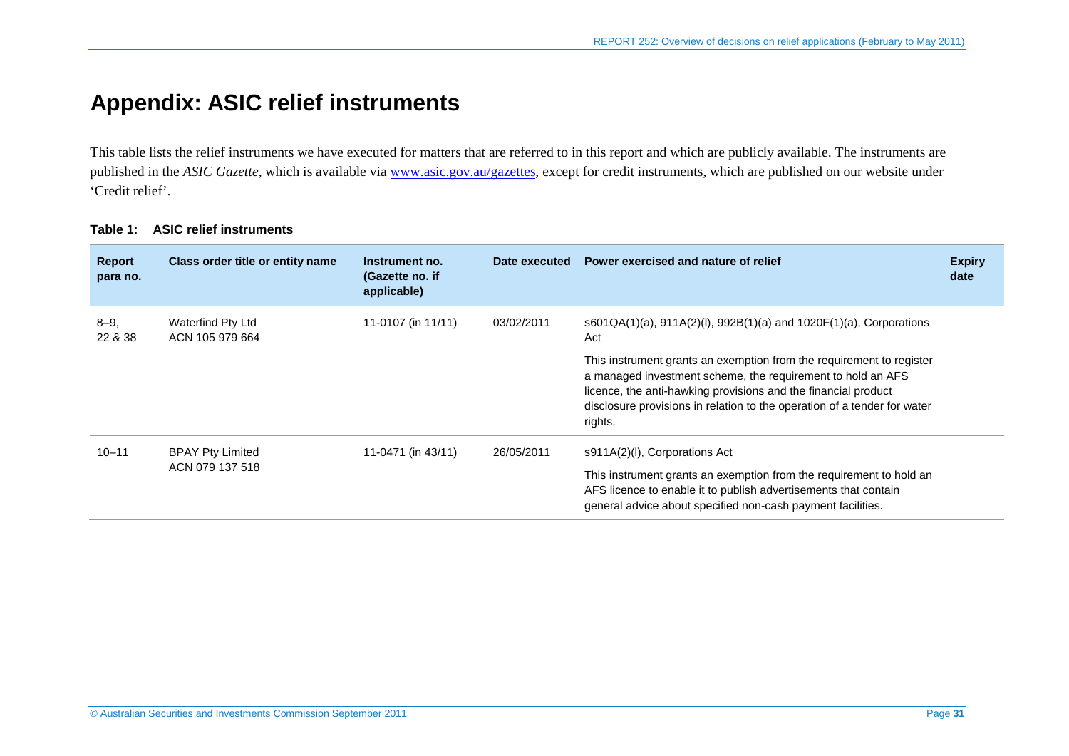# Appendix: ASIC relief instruments

This table lists the relief instruments we have executed for matters that are referred to in this report and which are publicly available. The instruments are published in the *ASIC Gazette*, which is available via [www.asic.gov.au/gazettes](www.asic.gov.au/gazettes), except for credit instruments, which are published on our website under 'Credit relief'.

**Table 1: ASIC relief instruments**

| Report para no. | Class order title or entity name | Instrument no. (Gazette no. if applicable) | Date executed | Power exercised and nature of relief | Expiry date |
|---|---|---|---|---|---|
| 8–9, 22 & 38 | Waterfind Pty Ltd ACN 105 979 664 | 11-0107 (in 11/11) | 03/02/2011 | s601QA(1)(a), 911A(2)(l), 992B(1)(a) and 1020F(1)(a), Corporations Act<br><br>This instrument grants an exemption from the requirement to register a managed investment scheme, the requirement to hold an AFS licence, the anti-hawking provisions and the financial product disclosure provisions in relation to the operation of a tender for water rights. | |
| 10–11 | BPAY Pty Limited ACN 079 137 518 | 11-0471 (in 43/11) | 26/05/2011 | s911A(2)(l), Corporations Act<br><br>This instrument grants an exemption from the requirement to hold an AFS licence to enable it to publish advertisements that contain general advice about specified non-cash payment facilities. | |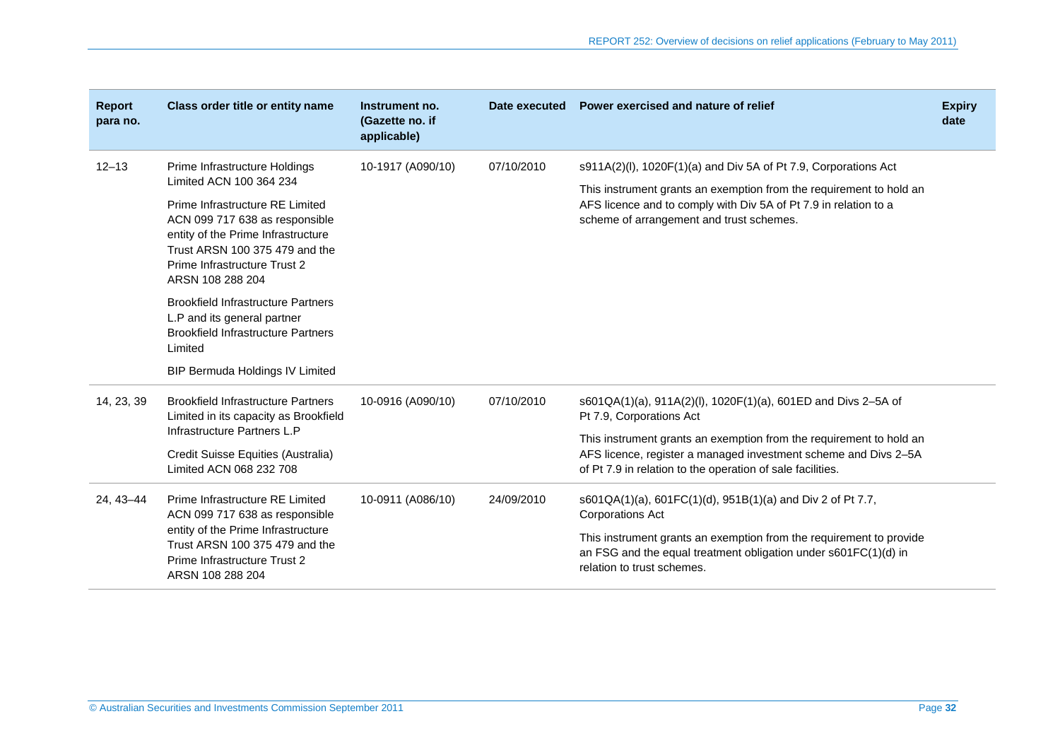| Report para no. | Class order title or entity name | Instrument no. (Gazette no. if applicable) | Date executed | Power exercised and nature of relief | Expiry date |
|---|---|---|---|---|---|
| 12–13 | Prime Infrastructure Holdings Limited ACN 100 364 234<br><br>Prime Infrastructure RE Limited ACN 099 717 638 as responsible entity of the Prime Infrastructure Trust ARSN 100 375 479 and the Prime Infrastructure Trust 2 ARSN 108 288 204<br><br>Brookfield Infrastructure Partners L.P and its general partner Brookfield Infrastructure Partners Limited<br><br>BIP Bermuda Holdings IV Limited | 10-1917 (A090/10) | 07/10/2010 | s911A(2)(l), 1020F(1)(a) and Div 5A of Pt 7.9, Corporations Act<br><br>This instrument grants an exemption from the requirement to hold an AFS licence and to comply with Div 5A of Pt 7.9 in relation to a scheme of arrangement and trust schemes. | |
| 14, 23, 39 | Brookfield Infrastructure Partners Limited in its capacity as Brookfield Infrastructure Partners L.P<br><br>Credit Suisse Equities (Australia) Limited ACN 068 232 708 | 10-0916 (A090/10) | 07/10/2010 | s601QA(1)(a), 911A(2)(l), 1020F(1)(a), 601ED and Divs 2–5A of Pt 7.9, Corporations Act<br><br>This instrument grants an exemption from the requirement to hold an AFS licence, register a managed investment scheme and Divs 2–5A of Pt 7.9 in relation to the operation of sale facilities. | |
| 24, 43–44 | Prime Infrastructure RE Limited ACN 099 717 638 as responsible entity of the Prime Infrastructure Trust ARSN 100 375 479 and the Prime Infrastructure Trust 2 ARSN 108 288 204 | 10-0911 (A086/10) | 24/09/2010 | s601QA(1)(a), 601FC(1)(d), 951B(1)(a) and Div 2 of Pt 7.7, Corporations Act<br><br>This instrument grants an exemption from the requirement to provide an FSG and the equal treatment obligation under s601FC(1)(d) in relation to trust schemes. | |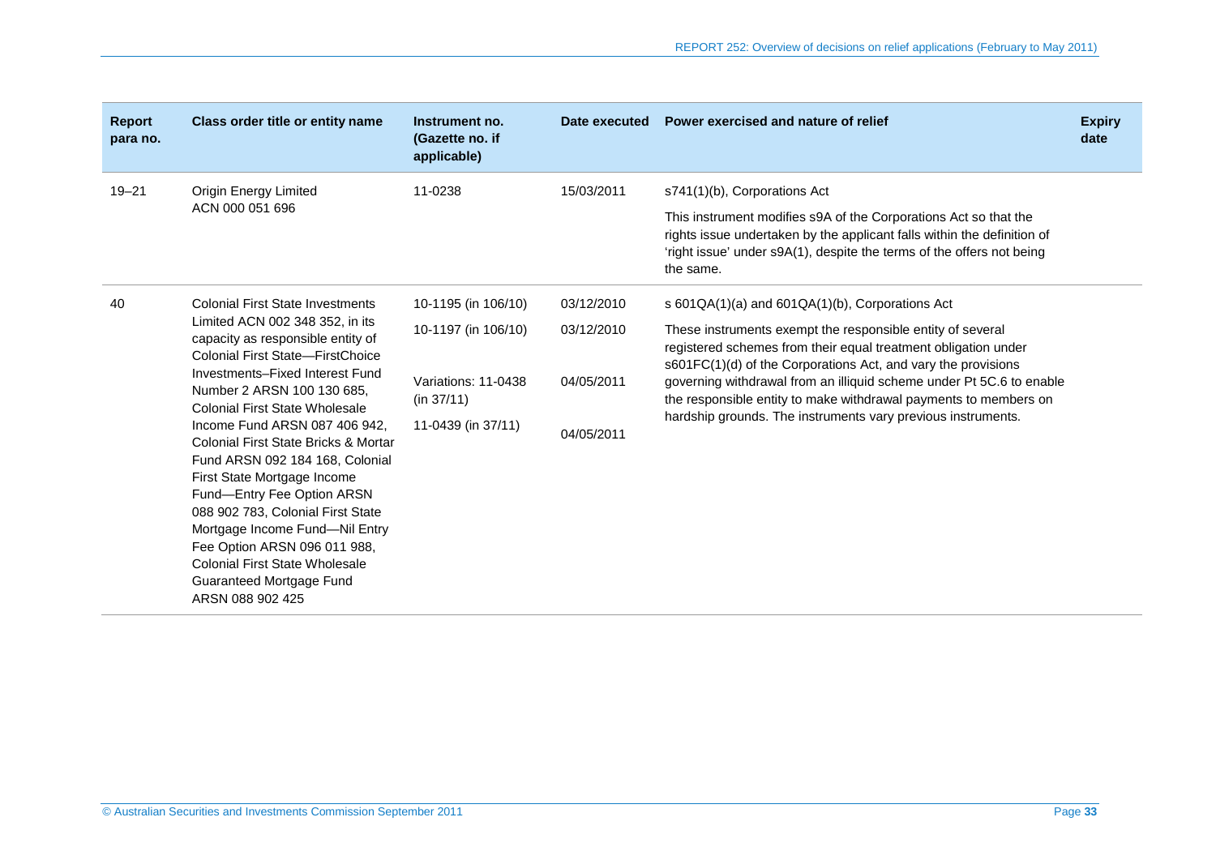| Report para no. | Class order title or entity name | Instrument no. (Gazette no. if applicable) | Date executed | Power exercised and nature of relief | Expiry date |
|---|---|---|---|---|---|
| 19–21 | Origin Energy Limited ACN 000 051 696 | 11-0238 | 15/03/2011 | s741(1)(b), Corporations Act<br><br>This instrument modifies s9A of the Corporations Act so that the rights issue undertaken by the applicant falls within the definition of 'right issue' under s9A(1), despite the terms of the offers not being the same. | |
| 40 | Colonial First State Investments Limited ACN 002 348 352, in its capacity as responsible entity of Colonial First State—FirstChoice Investments–Fixed Interest Fund Number 2 ARSN 100 130 685, Colonial First State Wholesale Income Fund ARSN 087 406 942, Colonial First State Bricks & Mortar Fund ARSN 092 184 168, Colonial First State Mortgage Income Fund—Entry Fee Option ARSN 088 902 783, Colonial First State Mortgage Income Fund—Nil Entry Fee Option ARSN 096 011 988, Colonial First State Wholesale Guaranteed Mortgage Fund ARSN 088 902 425 | 10-1195 (in 106/10)<br><br>10-1197 (in 106/10)<br><br>Variations: 11-0438 (in 37/11)<br><br>11-0439 (in 37/11) | 03/12/2010<br><br>03/12/2010<br><br>04/05/2011<br><br>04/05/2011 | s 601QA(1)(a) and 601QA(1)(b), Corporations Act<br><br>These instruments exempt the responsible entity of several registered schemes from their equal treatment obligation under s601FC(1)(d) of the Corporations Act, and vary the provisions governing withdrawal from an illiquid scheme under Pt 5C.6 to enable the responsible entity to make withdrawal payments to members on hardship grounds. The instruments vary previous instruments. | |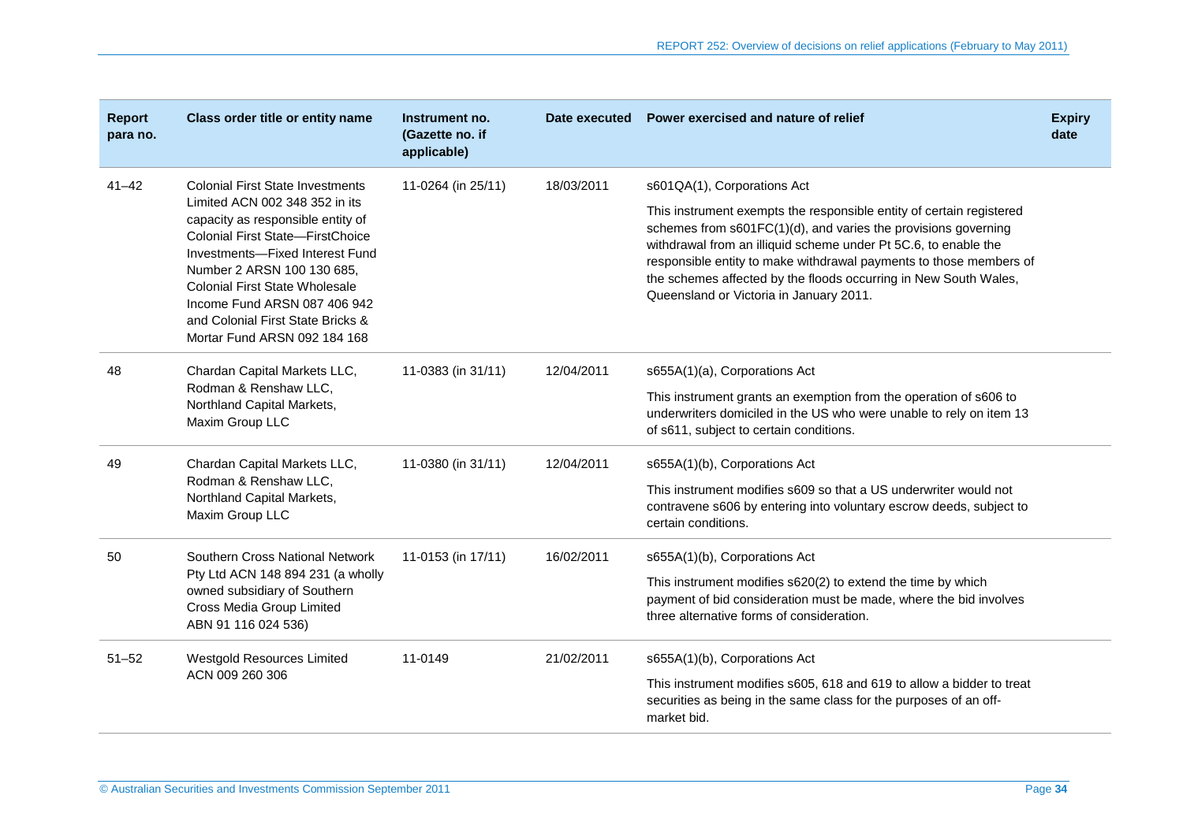| Report para no. | Class order title or entity name | Instrument no. (Gazette no. if applicable) | Date executed | Power exercised and nature of relief | Expiry date |
|---|---|---|---|---|---|
| 41–42 | Colonial First State Investments Limited ACN 002 348 352 in its capacity as responsible entity of Colonial First State—FirstChoice Investments—Fixed Interest Fund Number 2 ARSN 100 130 685, Colonial First State Wholesale Income Fund ARSN 087 406 942 and Colonial First State Bricks & Mortar Fund ARSN 092 184 168 | 11-0264 (in 25/11) | 18/03/2011 | s601QA(1), Corporations Act<br><br>This instrument exempts the responsible entity of certain registered schemes from s601FC(1)(d), and varies the provisions governing withdrawal from an illiquid scheme under Pt 5C.6, to enable the responsible entity to make withdrawal payments to those members of the schemes affected by the floods occurring in New South Wales, Queensland or Victoria in January 2011. | |
| 48 | Chardan Capital Markets LLC, Rodman & Renshaw LLC, Northland Capital Markets, Maxim Group LLC | 11-0383 (in 31/11) | 12/04/2011 | s655A(1)(a), Corporations Act<br><br>This instrument grants an exemption from the operation of s606 to underwriters domiciled in the US who were unable to rely on item 13 of s611, subject to certain conditions. | |
| 49 | Chardan Capital Markets LLC, Rodman & Renshaw LLC, Northland Capital Markets, Maxim Group LLC | 11-0380 (in 31/11) | 12/04/2011 | s655A(1)(b), Corporations Act<br><br>This instrument modifies s609 so that a US underwriter would not contravene s606 by entering into voluntary escrow deeds, subject to certain conditions. | |
| 50 | Southern Cross National Network Pty Ltd ACN 148 894 231 (a wholly owned subsidiary of Southern Cross Media Group Limited ABN 91 116 024 536) | 11-0153 (in 17/11) | 16/02/2011 | s655A(1)(b), Corporations Act<br><br>This instrument modifies s620(2) to extend the time by which payment of bid consideration must be made, where the bid involves three alternative forms of consideration. | |
| 51–52 | Westgold Resources Limited ACN 009 260 306 | 11-0149 | 21/02/2011 | s655A(1)(b), Corporations Act<br><br>This instrument modifies s605, 618 and 619 to allow a bidder to treat securities as being in the same class for the purposes of an off-market bid. | |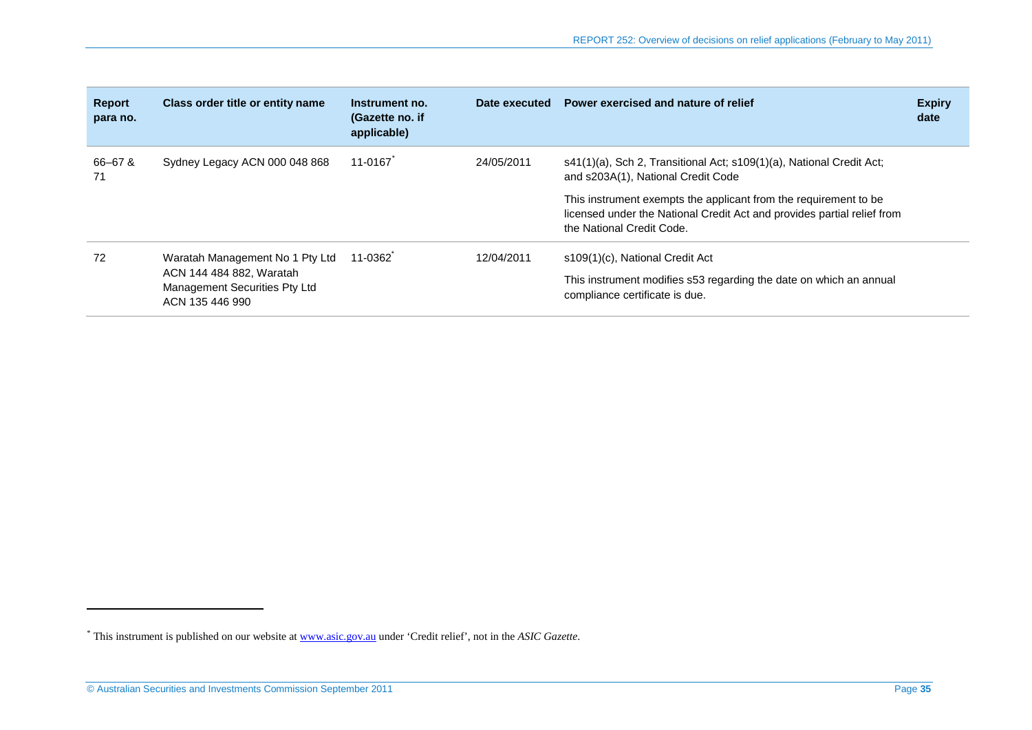| Report para no. | Class order title or entity name | Instrument no. (Gazette no. if applicable) | Date executed | Power exercised and nature of relief | Expiry date |
|---|---|---|---|---|---|
| 66–67 & 71 | Sydney Legacy ACN 000 048 868 | 11-0167* | 24/05/2011 | s41(1)(a), Sch 2, Transitional Act; s109(1)(a), National Credit Act; and s203A(1), National Credit Code<br><br>This instrument exempts the applicant from the requirement to be licensed under the National Credit Act and provides partial relief from the National Credit Code. | |
| 72 | Waratah Management No 1 Pty Ltd ACN 144 484 882, Waratah Management Securities Pty Ltd ACN 135 446 990 | 11-0362* | 12/04/2011 | s109(1)(c), National Credit Act<br><br>This instrument modifies s53 regarding the date on which an annual compliance certificate is due. | |

* This instrument is published on our website at www.asic.gov.au under 'Credit relief', not in the *ASIC Gazette*.